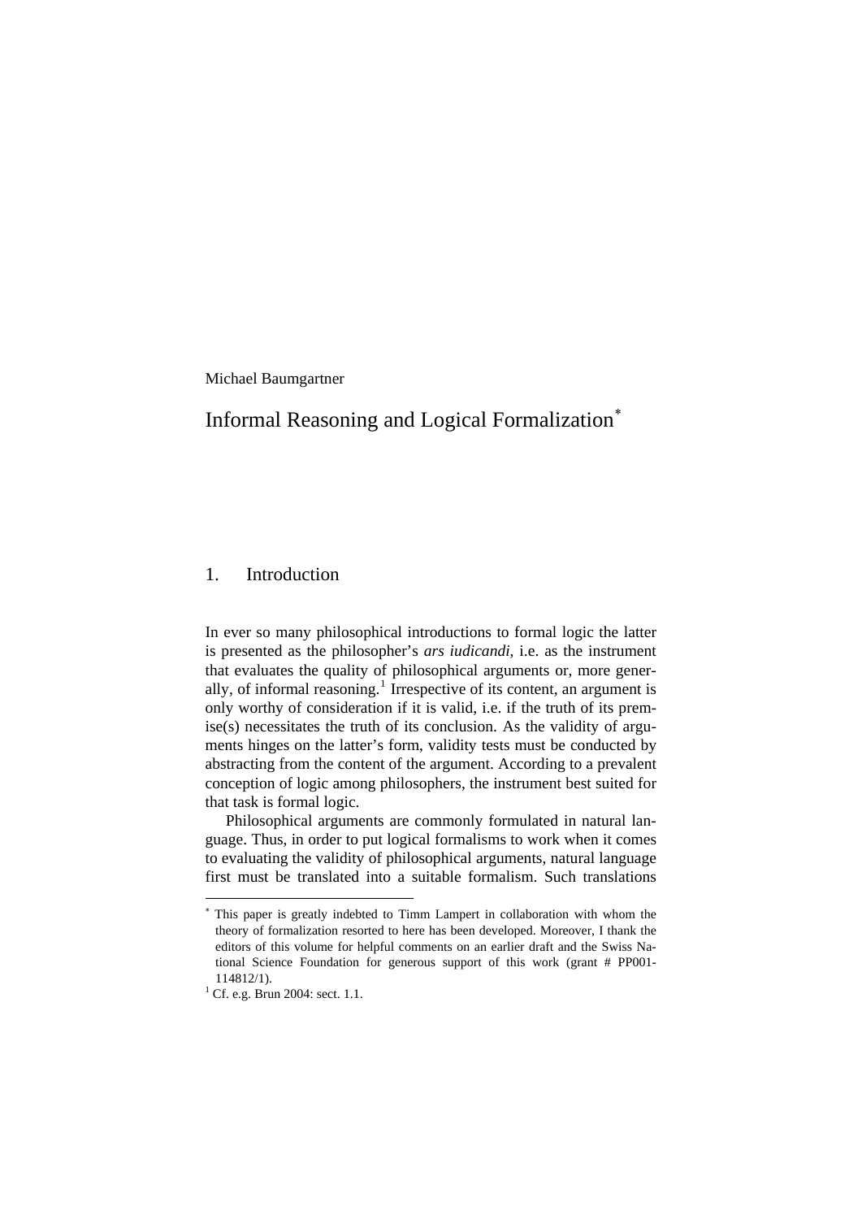Michael Baumgartner

# Informal Reasoning and Logical Formalization[*]

## 1. Introduction

In ever so many philosophical introductions to formal logic the latter is presented as the philosopher's *ars iudicandi*, i.e. as the instrument that evaluates the quality of philosophical arguments or, more generally, of informal reasoning.[1] Irrespective of its content, an argument is only worthy of consideration if it is valid, i.e. if the truth of its premise(s) necessitates the truth of its conclusion. As the validity of arguments hinges on the latter's form, validity tests must be conducted by abstracting from the content of the argument. According to a prevalent conception of logic among philosophers, the instrument best suited for that task is formal logic.

Philosophical arguments are commonly formulated in natural language. Thus, in order to put logical formalisms to work when it comes to evaluating the validity of philosophical arguments, natural language first must be translated into a suitable formalism. Such translations

---

[*] This paper is greatly indebted to Timm Lampert in collaboration with whom the theory of formalization resorted to here has been developed. Moreover, I thank the editors of this volume for helpful comments on an earlier draft and the Swiss National Science Foundation for generous support of this work (grant # PP001-114812/1).

[1] Cf. e.g. Brun 2004: sect. 1.1.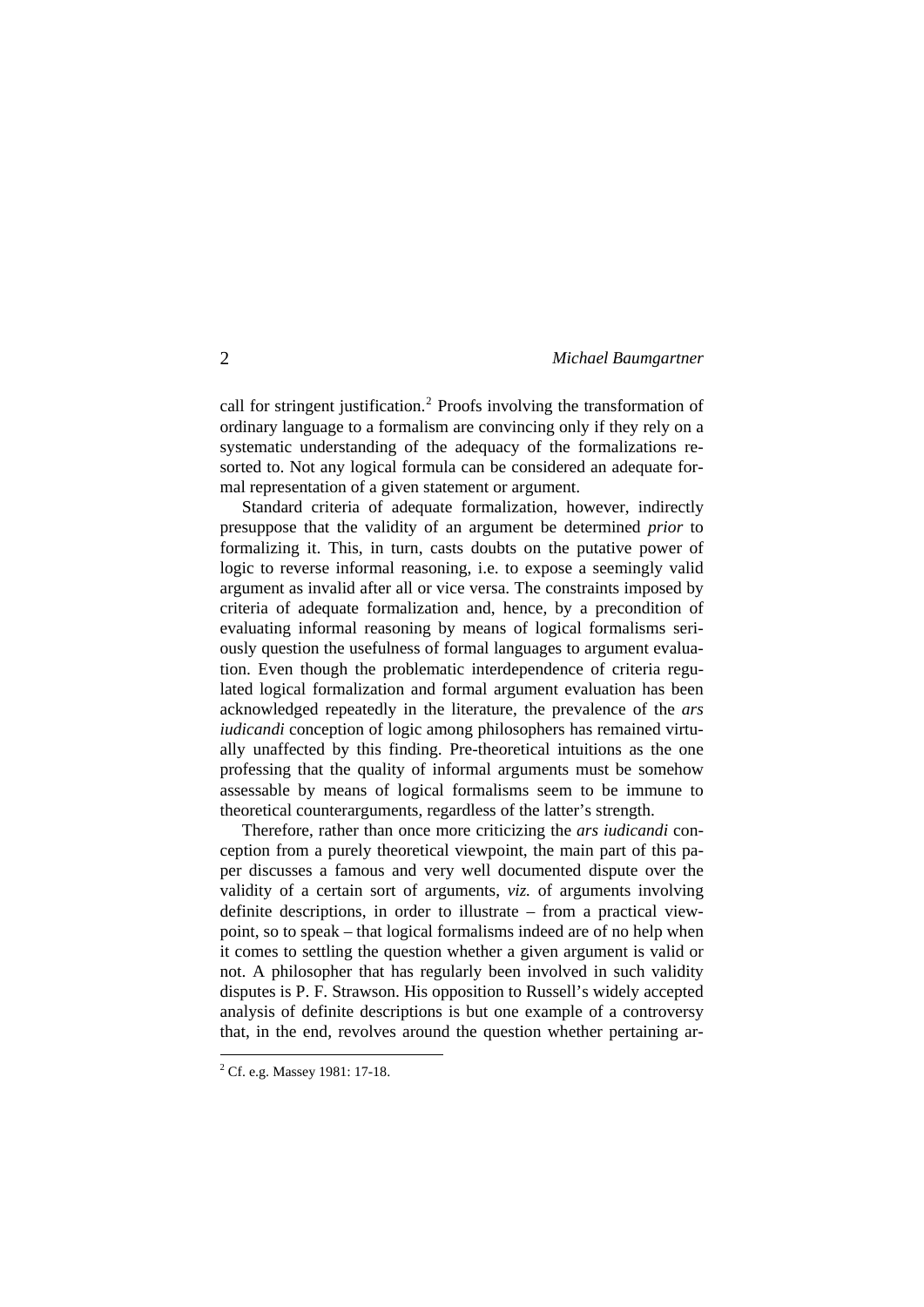call for stringent justification.[2] Proofs involving the transformation of ordinary language to a formalism are convincing only if they rely on a systematic understanding of the adequacy of the formalizations resorted to. Not any logical formula can be considered an adequate formal representation of a given statement or argument.

Standard criteria of adequate formalization, however, indirectly presuppose that the validity of an argument be determined *prior* to formalizing it. This, in turn, casts doubts on the putative power of logic to reverse informal reasoning, i.e. to expose a seemingly valid argument as invalid after all or vice versa. The constraints imposed by criteria of adequate formalization and, hence, by a precondition of evaluating informal reasoning by means of logical formalisms seriously question the usefulness of formal languages to argument evaluation. Even though the problematic interdependence of criteria regulated logical formalization and formal argument evaluation has been acknowledged repeatedly in the literature, the prevalence of the *ars iudicandi* conception of logic among philosophers has remained virtually unaffected by this finding. Pre-theoretical intuitions as the one professing that the quality of informal arguments must be somehow assessable by means of logical formalisms seem to be immune to theoretical counterarguments, regardless of the latter's strength.

Therefore, rather than once more criticizing the *ars iudicandi* conception from a purely theoretical viewpoint, the main part of this paper discusses a famous and very well documented dispute over the validity of a certain sort of arguments, *viz.* of arguments involving definite descriptions, in order to illustrate – from a practical viewpoint, so to speak – that logical formalisms indeed are of no help when it comes to settling the question whether a given argument is valid or not. A philosopher that has regularly been involved in such validity disputes is P. F. Strawson. His opposition to Russell's widely accepted analysis of definite descriptions is but one example of a controversy that, in the end, revolves around the question whether pertaining ar-

[2] Cf. e.g. Massey 1981: 17-18.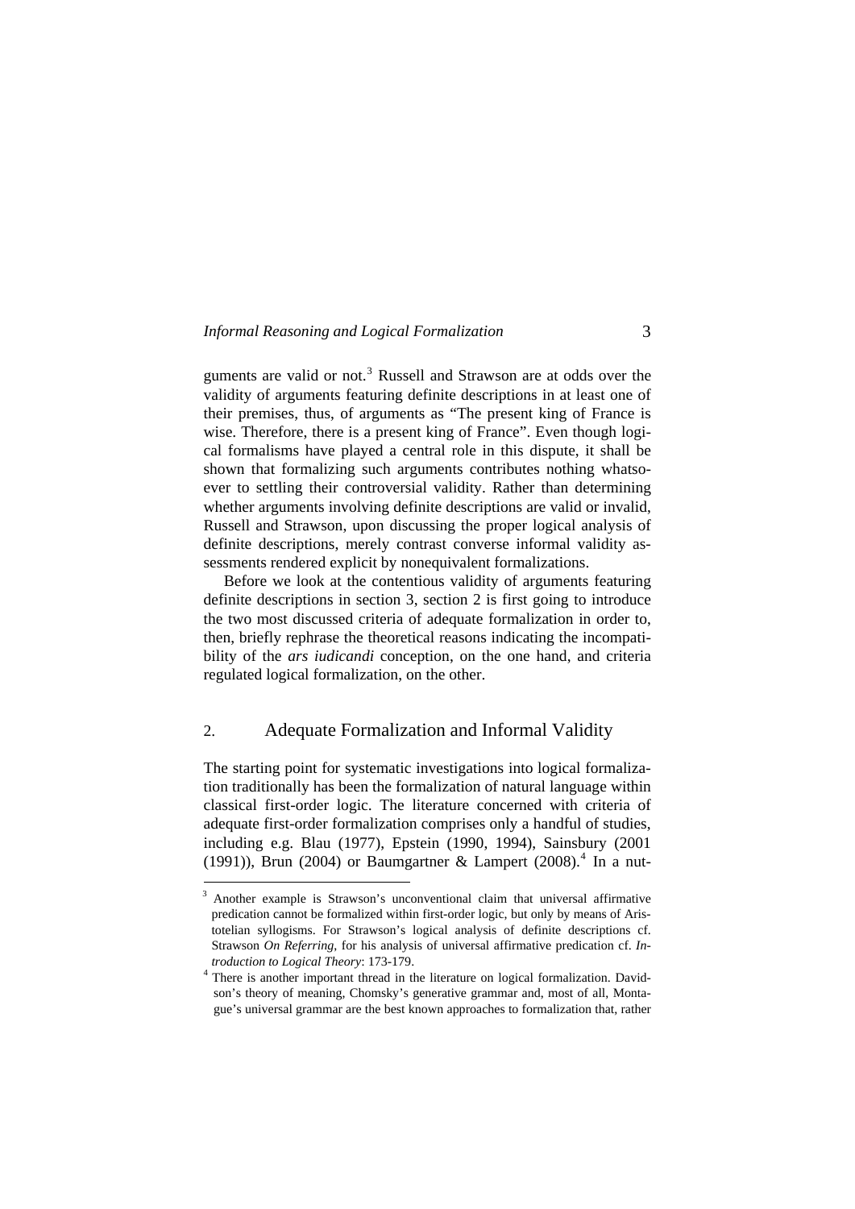guments are valid or not.[3] Russell and Strawson are at odds over the validity of arguments featuring definite descriptions in at least one of their premises, thus, of arguments as "The present king of France is wise. Therefore, there is a present king of France". Even though logical formalisms have played a central role in this dispute, it shall be shown that formalizing such arguments contributes nothing whatsoever to settling their controversial validity. Rather than determining whether arguments involving definite descriptions are valid or invalid, Russell and Strawson, upon discussing the proper logical analysis of definite descriptions, merely contrast converse informal validity assessments rendered explicit by nonequivalent formalizations.

Before we look at the contentious validity of arguments featuring definite descriptions in section 3, section 2 is first going to introduce the two most discussed criteria of adequate formalization in order to, then, briefly rephrase the theoretical reasons indicating the incompatibility of the *ars iudicandi* conception, on the one hand, and criteria regulated logical formalization, on the other.

## 2. Adequate Formalization and Informal Validity

The starting point for systematic investigations into logical formalization traditionally has been the formalization of natural language within classical first-order logic. The literature concerned with criteria of adequate first-order formalization comprises only a handful of studies, including e.g. Blau (1977), Epstein (1990, 1994), Sainsbury (2001 (1991)), Brun (2004) or Baumgartner & Lampert (2008).[4] In a nut-

---

[3] Another example is Strawson's unconventional claim that universal affirmative predication cannot be formalized within first-order logic, but only by means of Aristotelian syllogisms. For Strawson's logical analysis of definite descriptions cf. Strawson *On Referring*, for his analysis of universal affirmative predication cf. *Introduction to Logical Theory*: 173-179.

[4] There is another important thread in the literature on logical formalization. Davidson's theory of meaning, Chomsky's generative grammar and, most of all, Montague's universal grammar are the best known approaches to formalization that, rather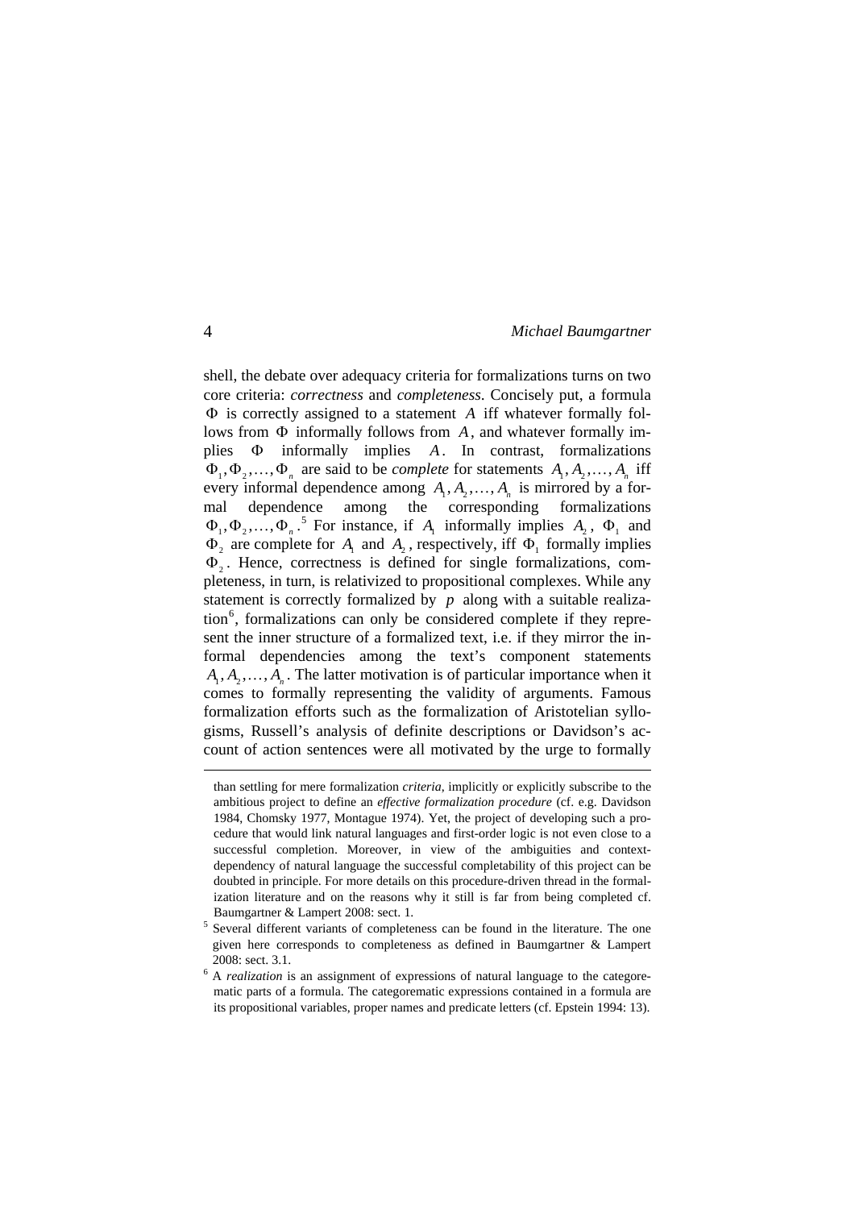shell, the debate over adequacy criteria for formalizations turns on two core criteria: *correctness* and *completeness*. Concisely put, a formula $\Phi$ is correctly assigned to a statement $A$ iff whatever formally follows from $\Phi$ informally follows from $A$, and whatever formally implies $\Phi$ informally implies $A$. In contrast, formalizations $\Phi_1, \Phi_2, \ldots, \Phi_n$ are said to be *complete* for statements $A_1, A_2, \ldots, A_n$ iff every informal dependence among $A_1, A_2, \ldots, A_n$ is mirrored by a formal dependence among the corresponding formalizations $\Phi_1, \Phi_2, \ldots, \Phi_n$.[5] For instance, if $A_1$ informally implies $A_2$, $\Phi_1$ and $\Phi_2$ are complete for $A_1$ and $A_2$, respectively, iff $\Phi_1$ formally implies $\Phi_2$. Hence, correctness is defined for single formalizations, completeness, in turn, is relativized to propositional complexes. While any statement is correctly formalized by $p$ along with a suitable realization[6], formalizations can only be considered complete if they represent the inner structure of a formalized text, i.e. if they mirror the informal dependencies among the text's component statements $A_1, A_2, \ldots, A_n$. The latter motivation is of particular importance when it comes to formally representing the validity of arguments. Famous formalization efforts such as the formalization of Aristotelian syllogisms, Russell's analysis of definite descriptions or Davidson's account of action sentences were all motivated by the urge to formally

---

than settling for mere formalization *criteria*, implicitly or explicitly subscribe to the ambitious project to define an *effective formalization procedure* (cf. e.g. Davidson 1984, Chomsky 1977, Montague 1974). Yet, the project of developing such a procedure that would link natural languages and first-order logic is not even close to a successful completion. Moreover, in view of the ambiguities and context-dependency of natural language the successful completability of this project can be doubted in principle. For more details on this procedure-driven thread in the formalization literature and on the reasons why it still is far from being completed cf. Baumgartner & Lampert 2008: sect. 1.

[5] Several different variants of completeness can be found in the literature. The one given here corresponds to completeness as defined in Baumgartner & Lampert 2008: sect. 3.1.

[6] A *realization* is an assignment of expressions of natural language to the categorematic parts of a formula. The categorematic expressions contained in a formula are its propositional variables, proper names and predicate letters (cf. Epstein 1994: 13).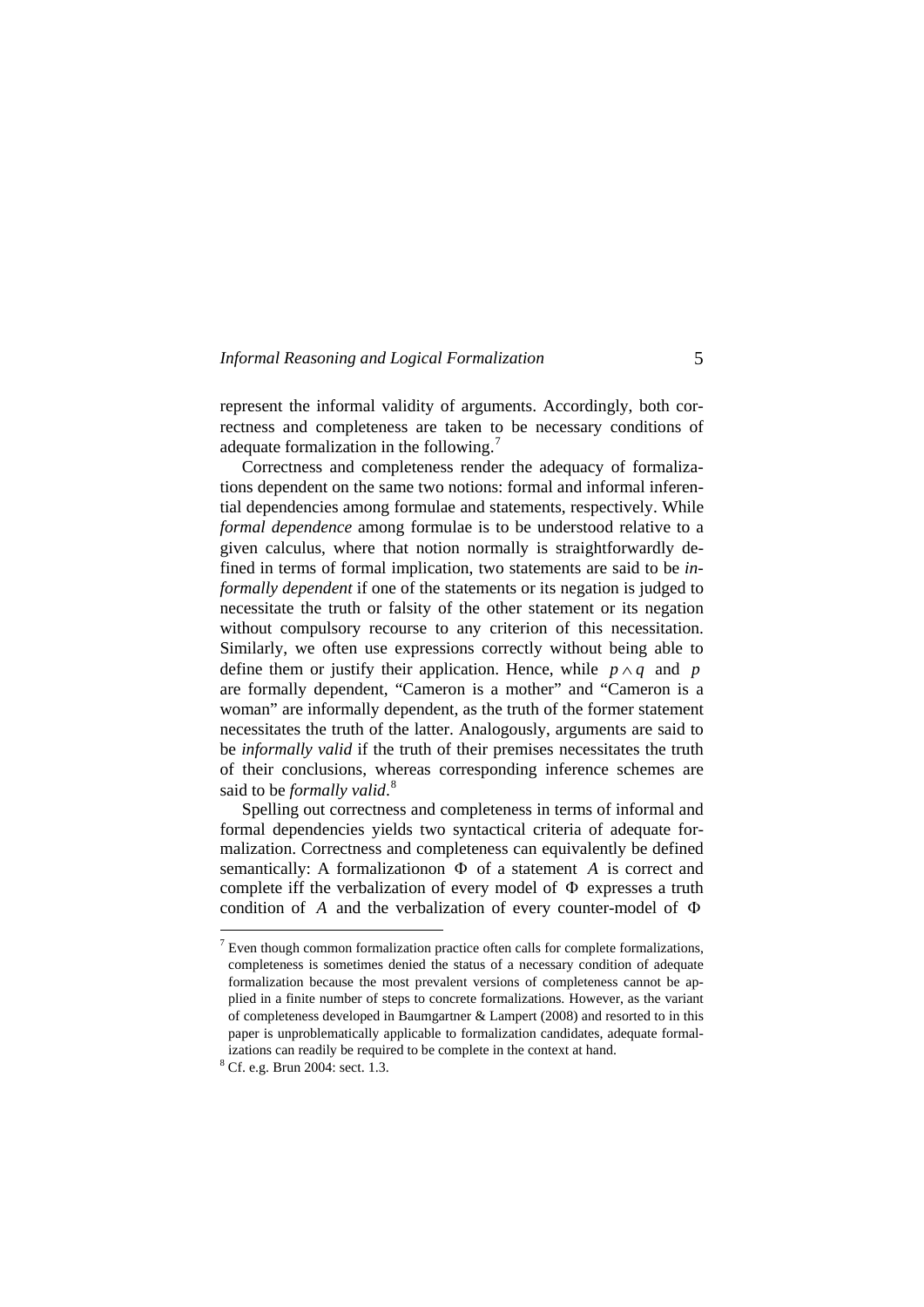represent the informal validity of arguments. Accordingly, both correctness and completeness are taken to be necessary conditions of adequate formalization in the following.[7]

Correctness and completeness render the adequacy of formalizations dependent on the same two notions: formal and informal inferential dependencies among formulae and statements, respectively. While *formal dependence* among formulae is to be understood relative to a given calculus, where that notion normally is straightforwardly defined in terms of formal implication, two statements are said to be *informally dependent* if one of the statements or its negation is judged to necessitate the truth or falsity of the other statement or its negation without compulsory recourse to any criterion of this necessitation. Similarly, we often use expressions correctly without being able to define them or justify their application. Hence, while $p \wedge q$ and $p$ are formally dependent, "Cameron is a mother" and "Cameron is a woman" are informally dependent, as the truth of the former statement necessitates the truth of the latter. Analogously, arguments are said to be *informally valid* if the truth of their premises necessitates the truth of their conclusions, whereas corresponding inference schemes are said to be *formally valid*.[8]

Spelling out correctness and completeness in terms of informal and formal dependencies yields two syntactical criteria of adequate formalization. Correctness and completeness can equivalently be defined semantically: A formalizationon $\Phi$ of a statement $A$ is correct and complete iff the verbalization of every model of $\Phi$ expresses a truth condition of $A$ and the verbalization of every counter-model of $\Phi$

---

[7] Even though common formalization practice often calls for complete formalizations, completeness is sometimes denied the status of a necessary condition of adequate formalization because the most prevalent versions of completeness cannot be applied in a finite number of steps to concrete formalizations. However, as the variant of completeness developed in Baumgartner & Lampert (2008) and resorted to in this paper is unproblematically applicable to formalization candidates, adequate formalizations can readily be required to be complete in the context at hand.

[8] Cf. e.g. Brun 2004: sect. 1.3.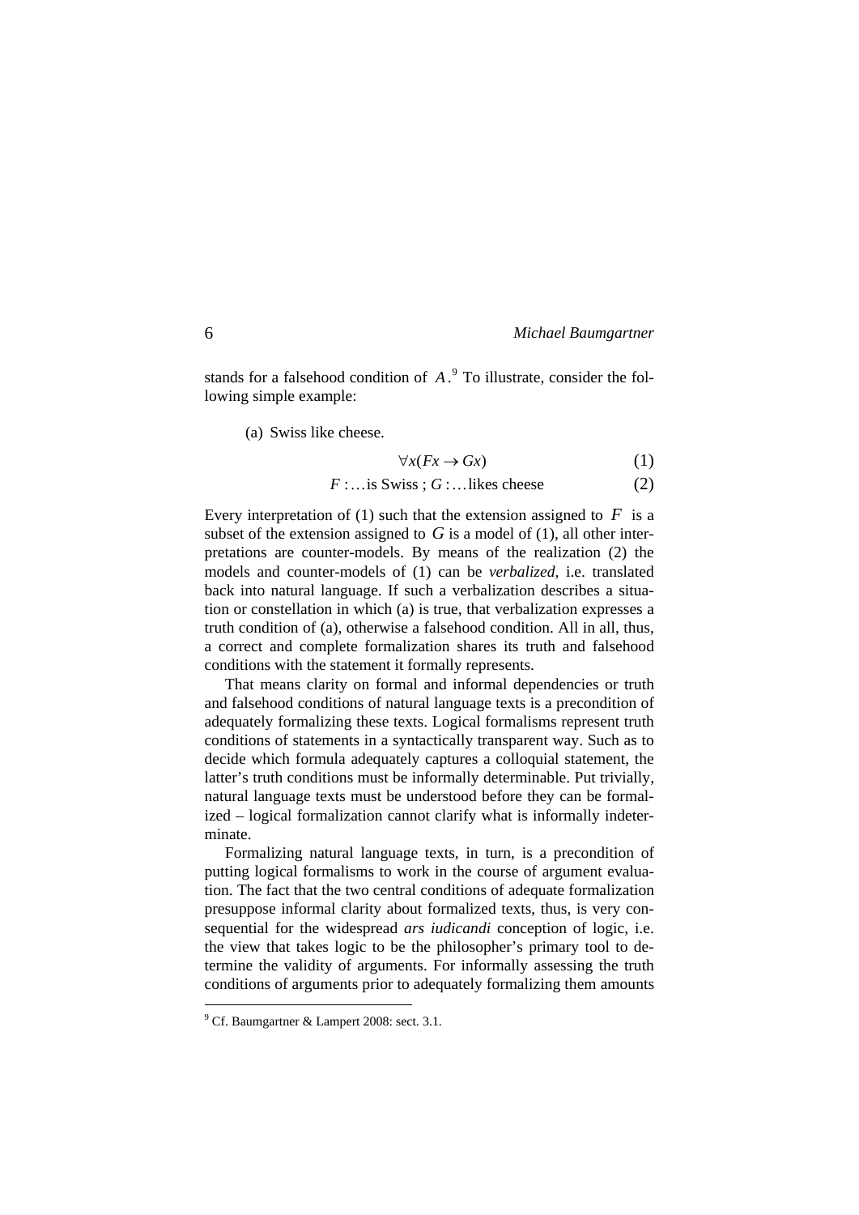stands for a falsehood condition of $A$.[9] To illustrate, consider the following simple example:

(a) Swiss like cheese.

$$\forall x(Fx \rightarrow Gx) \tag{1}$$

$$F: \ldots \text{is Swiss} \; ; \; G: \ldots \text{likes cheese} \tag{2}$$

Every interpretation of (1) such that the extension assigned to $F$ is a subset of the extension assigned to $G$ is a model of (1), all other interpretations are counter-models. By means of the realization (2) the models and counter-models of (1) can be *verbalized*, i.e. translated back into natural language. If such a verbalization describes a situation or constellation in which (a) is true, that verbalization expresses a truth condition of (a), otherwise a falsehood condition. All in all, thus, a correct and complete formalization shares its truth and falsehood conditions with the statement it formally represents.

That means clarity on formal and informal dependencies or truth and falsehood conditions of natural language texts is a precondition of adequately formalizing these texts. Logical formalisms represent truth conditions of statements in a syntactically transparent way. Such as to decide which formula adequately captures a colloquial statement, the latter's truth conditions must be informally determinable. Put trivially, natural language texts must be understood before they can be formalized – logical formalization cannot clarify what is informally indeterminate.

Formalizing natural language texts, in turn, is a precondition of putting logical formalisms to work in the course of argument evaluation. The fact that the two central conditions of adequate formalization presuppose informal clarity about formalized texts, thus, is very consequential for the widespread *ars iudicandi* conception of logic, i.e. the view that takes logic to be the philosopher's primary tool to determine the validity of arguments. For informally assessing the truth conditions of arguments prior to adequately formalizing them amounts

[9] Cf. Baumgartner & Lampert 2008: sect. 3.1.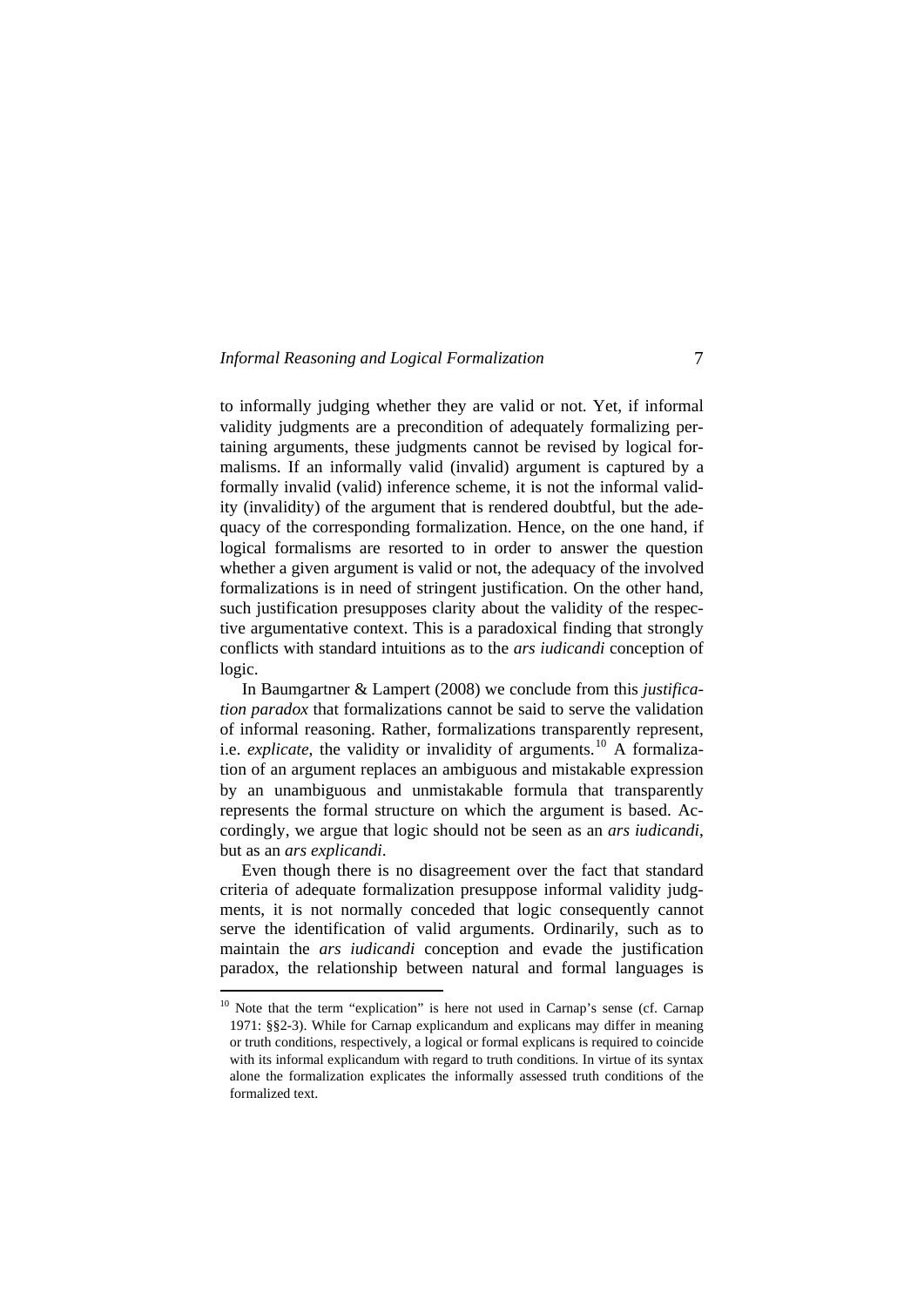to informally judging whether they are valid or not. Yet, if informal validity judgments are a precondition of adequately formalizing pertaining arguments, these judgments cannot be revised by logical formalisms. If an informally valid (invalid) argument is captured by a formally invalid (valid) inference scheme, it is not the informal validity (invalidity) of the argument that is rendered doubtful, but the adequacy of the corresponding formalization. Hence, on the one hand, if logical formalisms are resorted to in order to answer the question whether a given argument is valid or not, the adequacy of the involved formalizations is in need of stringent justification. On the other hand, such justification presupposes clarity about the validity of the respective argumentative context. This is a paradoxical finding that strongly conflicts with standard intuitions as to the *ars iudicandi* conception of logic.

In Baumgartner & Lampert (2008) we conclude from this *justification paradox* that formalizations cannot be said to serve the validation of informal reasoning. Rather, formalizations transparently represent, i.e. *explicate*, the validity or invalidity of arguments.[10] A formalization of an argument replaces an ambiguous and mistakable expression by an unambiguous and unmistakable formula that transparently represents the formal structure on which the argument is based. Accordingly, we argue that logic should not be seen as an *ars iudicandi*, but as an *ars explicandi*.

Even though there is no disagreement over the fact that standard criteria of adequate formalization presuppose informal validity judgments, it is not normally conceded that logic consequently cannot serve the identification of valid arguments. Ordinarily, such as to maintain the *ars iudicandi* conception and evade the justification paradox, the relationship between natural and formal languages is

[10] Note that the term "explication" is here not used in Carnap's sense (cf. Carnap 1971: §§2-3). While for Carnap explicandum and explicans may differ in meaning or truth conditions, respectively, a logical or formal explicans is required to coincide with its informal explicandum with regard to truth conditions. In virtue of its syntax alone the formalization explicates the informally assessed truth conditions of the formalized text.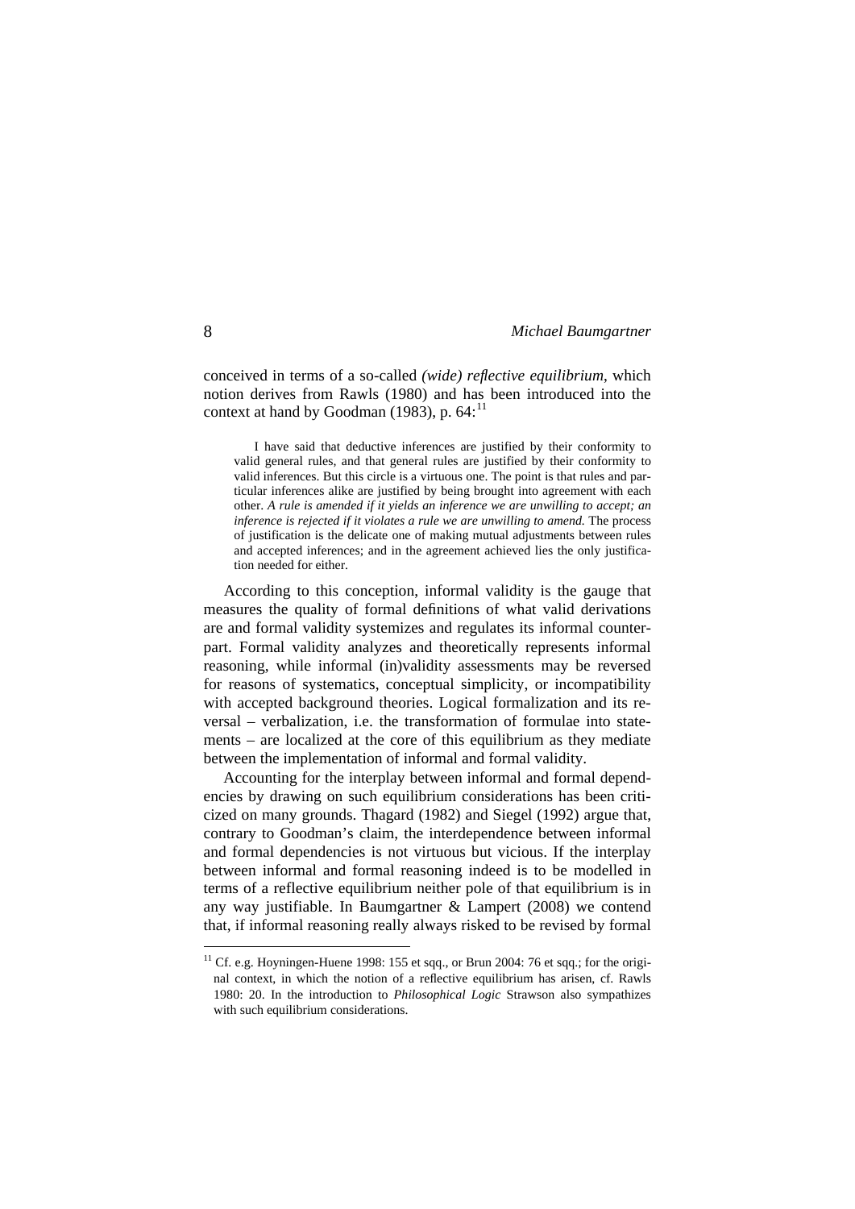conceived in terms of a so-called *(wide) reflective equilibrium*, which notion derives from Rawls (1980) and has been introduced into the context at hand by Goodman (1983), p. 64:[11]

> I have said that deductive inferences are justified by their conformity to valid general rules, and that general rules are justified by their conformity to valid inferences. But this circle is a virtuous one. The point is that rules and particular inferences alike are justified by being brought into agreement with each other. *A rule is amended if it yields an inference we are unwilling to accept; an inference is rejected if it violates a rule we are unwilling to amend.* The process of justification is the delicate one of making mutual adjustments between rules and accepted inferences; and in the agreement achieved lies the only justification needed for either.

According to this conception, informal validity is the gauge that measures the quality of formal definitions of what valid derivations are and formal validity systemizes and regulates its informal counterpart. Formal validity analyzes and theoretically represents informal reasoning, while informal (in)validity assessments may be reversed for reasons of systematics, conceptual simplicity, or incompatibility with accepted background theories. Logical formalization and its reversal – verbalization, i.e. the transformation of formulae into statements – are localized at the core of this equilibrium as they mediate between the implementation of informal and formal validity.

Accounting for the interplay between informal and formal dependencies by drawing on such equilibrium considerations has been criticized on many grounds. Thagard (1982) and Siegel (1992) argue that, contrary to Goodman's claim, the interdependence between informal and formal dependencies is not virtuous but vicious. If the interplay between informal and formal reasoning indeed is to be modelled in terms of a reflective equilibrium neither pole of that equilibrium is in any way justifiable. In Baumgartner & Lampert (2008) we contend that, if informal reasoning really always risked to be revised by formal

[11] Cf. e.g. Hoyningen-Huene 1998: 155 et sqq., or Brun 2004: 76 et sqq.; for the original context, in which the notion of a reflective equilibrium has arisen, cf. Rawls 1980: 20. In the introduction to *Philosophical Logic* Strawson also sympathizes with such equilibrium considerations.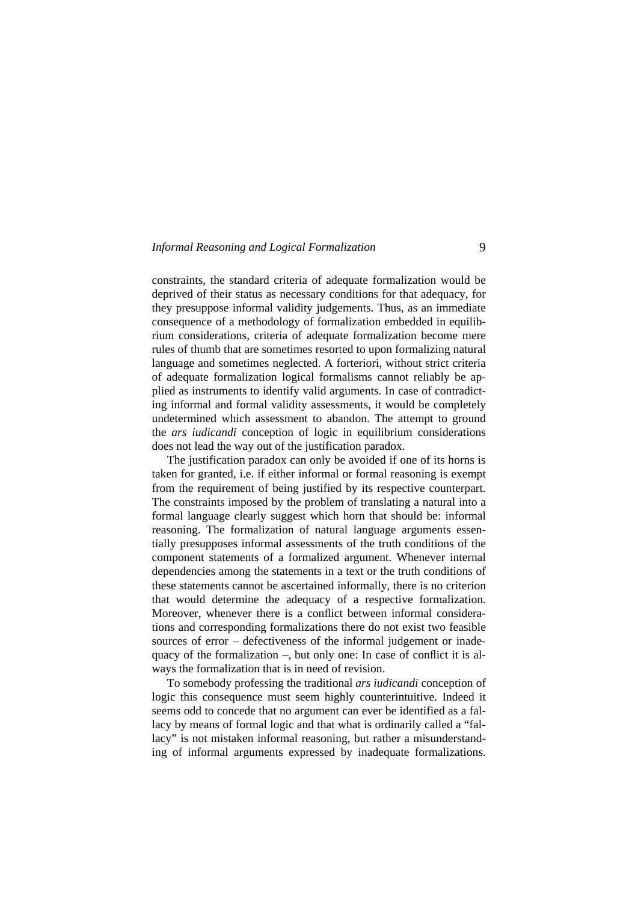constraints, the standard criteria of adequate formalization would be deprived of their status as necessary conditions for that adequacy, for they presuppose informal validity judgements. Thus, as an immediate consequence of a methodology of formalization embedded in equilibrium considerations, criteria of adequate formalization become mere rules of thumb that are sometimes resorted to upon formalizing natural language and sometimes neglected. A forteriori, without strict criteria of adequate formalization logical formalisms cannot reliably be applied as instruments to identify valid arguments. In case of contradicting informal and formal validity assessments, it would be completely undetermined which assessment to abandon. The attempt to ground the *ars iudicandi* conception of logic in equilibrium considerations does not lead the way out of the justification paradox.

The justification paradox can only be avoided if one of its horns is taken for granted, i.e. if either informal or formal reasoning is exempt from the requirement of being justified by its respective counterpart. The constraints imposed by the problem of translating a natural into a formal language clearly suggest which horn that should be: informal reasoning. The formalization of natural language arguments essentially presupposes informal assessments of the truth conditions of the component statements of a formalized argument. Whenever internal dependencies among the statements in a text or the truth conditions of these statements cannot be ascertained informally, there is no criterion that would determine the adequacy of a respective formalization. Moreover, whenever there is a conflict between informal considerations and corresponding formalizations there do not exist two feasible sources of error – defectiveness of the informal judgement or inadequacy of the formalization –, but only one: In case of conflict it is always the formalization that is in need of revision.

To somebody professing the traditional *ars iudicandi* conception of logic this consequence must seem highly counterintuitive. Indeed it seems odd to concede that no argument can ever be identified as a fallacy by means of formal logic and that what is ordinarily called a "fallacy" is not mistaken informal reasoning, but rather a misunderstanding of informal arguments expressed by inadequate formalizations.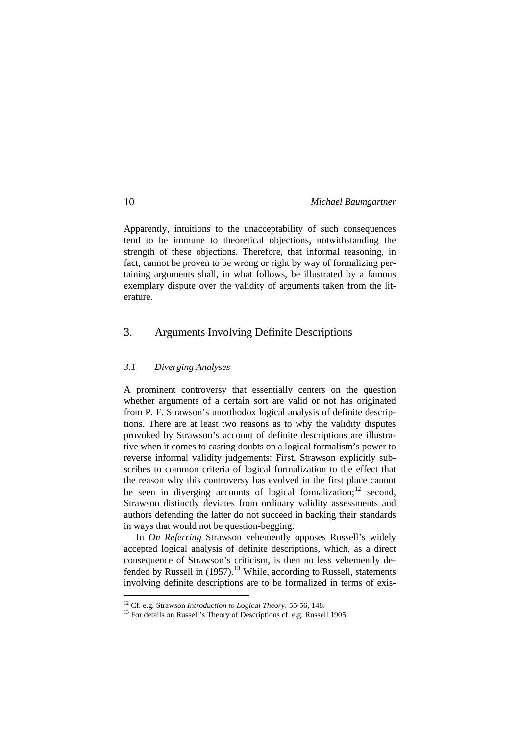Apparently, intuitions to the unacceptability of such consequences tend to be immune to theoretical objections, notwithstanding the strength of these objections. Therefore, that informal reasoning, in fact, cannot be proven to be wrong or right by way of formalizing pertaining arguments shall, in what follows, be illustrated by a famous exemplary dispute over the validity of arguments taken from the literature.

## 3. Arguments Involving Definite Descriptions

### *3.1 Diverging Analyses*

A prominent controversy that essentially centers on the question whether arguments of a certain sort are valid or not has originated from P. F. Strawson's unorthodox logical analysis of definite descriptions. There are at least two reasons as to why the validity disputes provoked by Strawson's account of definite descriptions are illustrative when it comes to casting doubts on a logical formalism's power to reverse informal validity judgements: First, Strawson explicitly subscribes to common criteria of logical formalization to the effect that the reason why this controversy has evolved in the first place cannot be seen in diverging accounts of logical formalization;[12] second, Strawson distinctly deviates from ordinary validity assessments and authors defending the latter do not succeed in backing their standards in ways that would not be question-begging.

In *On Referring* Strawson vehemently opposes Russell's widely accepted logical analysis of definite descriptions, which, as a direct consequence of Strawson's criticism, is then no less vehemently defended by Russell in (1957).[13] While, according to Russell, statements involving definite descriptions are to be formalized in terms of exis-

---

[12] Cf. e.g. Strawson *Introduction to Logical Theory*: 55-56, 148.

[13] For details on Russell's Theory of Descriptions cf. e.g. Russell 1905.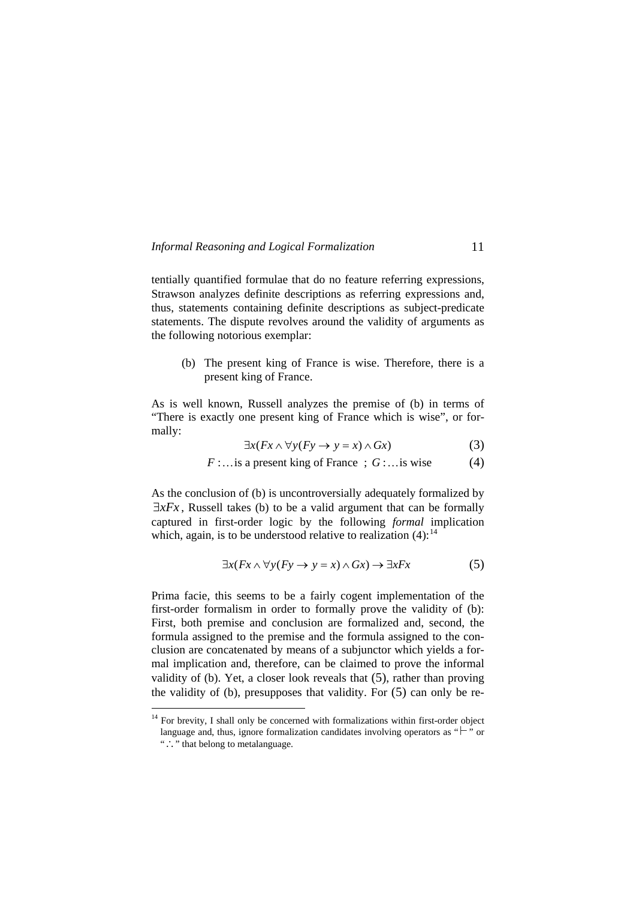tentially quantified formulae that do no feature referring expressions, Strawson analyzes definite descriptions as referring expressions and, thus, statements containing definite descriptions as subject-predicate statements. The dispute revolves around the validity of arguments as the following notorious exemplar:

(b) The present king of France is wise. Therefore, there is a present king of France.

As is well known, Russell analyzes the premise of (b) in terms of "There is exactly one present king of France which is wise", or formally:

$$\exists x(Fx \wedge \forall y(Fy \rightarrow y = x) \wedge Gx) \tag{3}$$

$$F: \ldots \text{is a present king of France} \ ; \ G: \ldots \text{is wise} \tag{4}$$

As the conclusion of (b) is uncontroversially adequately formalized by $\exists xFx$, Russell takes (b) to be a valid argument that can be formally captured in first-order logic by the following *formal* implication which, again, is to be understood relative to realization (4):[14]

$$\exists x(Fx \wedge \forall y(Fy \rightarrow y = x) \wedge Gx) \rightarrow \exists xFx \tag{5}$$

Prima facie, this seems to be a fairly cogent implementation of the first-order formalism in order to formally prove the validity of (b): First, both premise and conclusion are formalized and, second, the formula assigned to the premise and the formula assigned to the conclusion are concatenated by means of a subjunctor which yields a formal implication and, therefore, can be claimed to prove the informal validity of (b). Yet, a closer look reveals that (5), rather than proving the validity of (b), presupposes that validity. For (5) can only be re-

[14] For brevity, I shall only be concerned with formalizations within first-order object language and, thus, ignore formalization candidates involving operators as "$\vdash$" or "$\therefore$" that belong to metalanguage.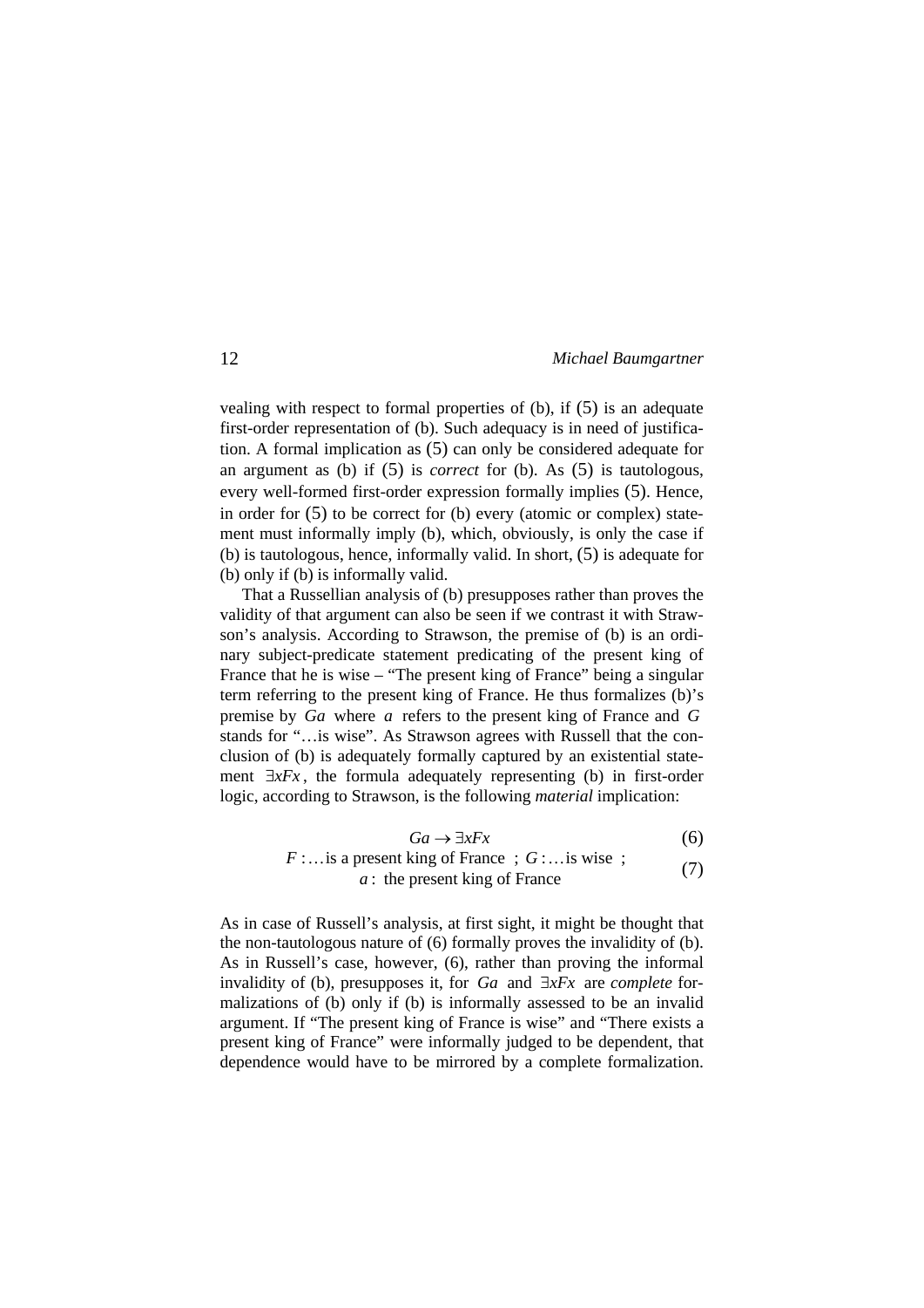vealing with respect to formal properties of (b), if (5) is an adequate first-order representation of (b). Such adequacy is in need of justification. A formal implication as (5) can only be considered adequate for an argument as (b) if (5) is *correct* for (b). As (5) is tautologous, every well-formed first-order expression formally implies (5). Hence, in order for (5) to be correct for (b) every (atomic or complex) statement must informally imply (b), which, obviously, is only the case if (b) is tautologous, hence, informally valid. In short, (5) is adequate for (b) only if (b) is informally valid.

That a Russellian analysis of (b) presupposes rather than proves the validity of that argument can also be seen if we contrast it with Strawson's analysis. According to Strawson, the premise of (b) is an ordinary subject-predicate statement predicating of the present king of France that he is wise – "The present king of France" being a singular term referring to the present king of France. He thus formalizes (b)'s premise by $Ga$ where $a$ refers to the present king of France and $G$ stands for "…is wise". As Strawson agrees with Russell that the conclusion of (b) is adequately formally captured by an existential statement $\exists xFx$, the formula adequately representing (b) in first-order logic, according to Strawson, is the following *material* implication:

$$Ga \rightarrow \exists xFx \tag{6}$$

$$F: \ldots \text{is a present king of France} \;\; ; \; G: \ldots \text{is wise} \;\; ; \; a: \text{ the present king of France} \tag{7}$$

As in case of Russell's analysis, at first sight, it might be thought that the non-tautologous nature of (6) formally proves the invalidity of (b). As in Russell's case, however, (6), rather than proving the informal invalidity of (b), presupposes it, for $Ga$ and $\exists xFx$ are *complete* formalizations of (b) only if (b) is informally assessed to be an invalid argument. If "The present king of France is wise" and "There exists a present king of France" were informally judged to be dependent, that dependence would have to be mirrored by a complete formalization.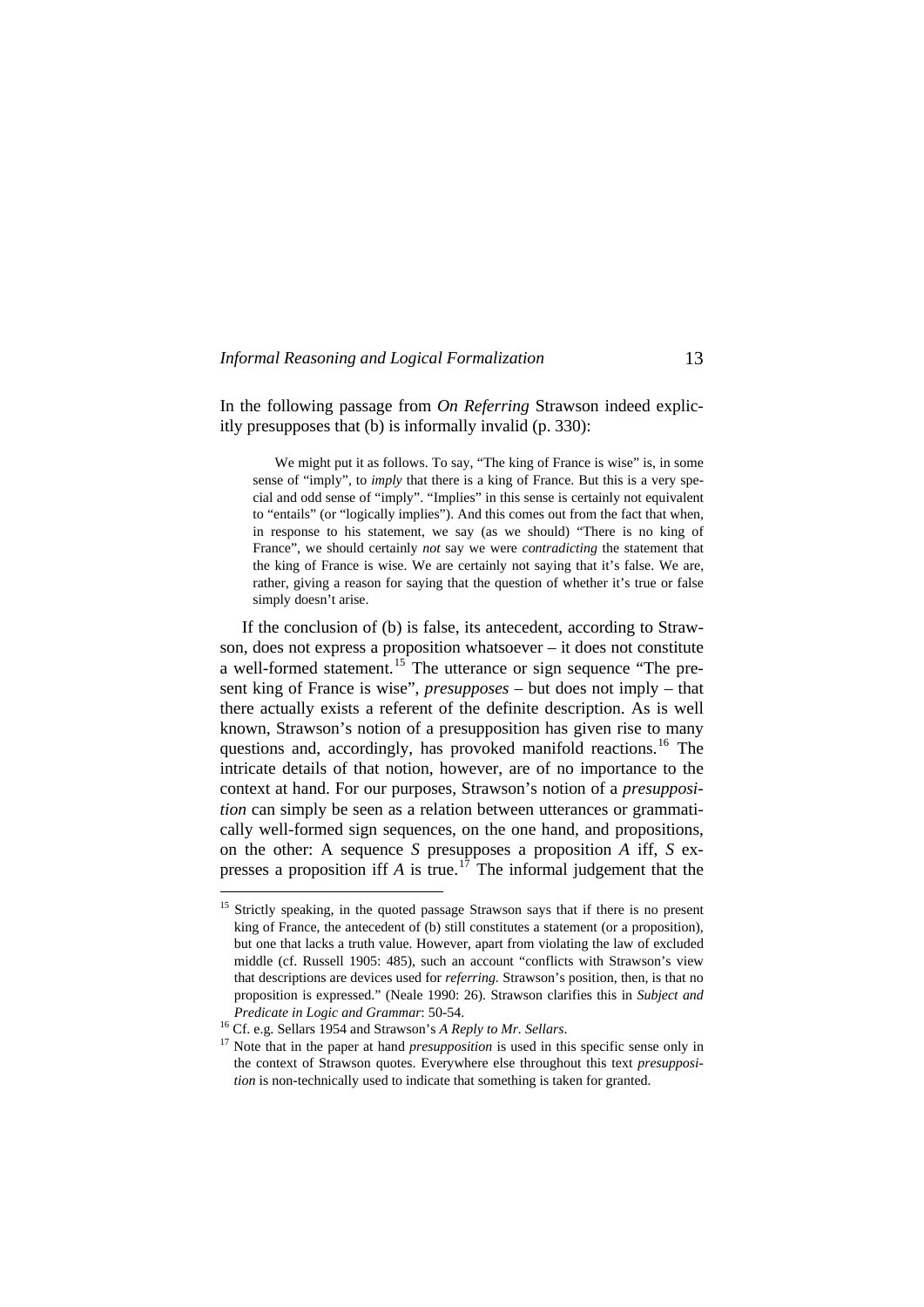In the following passage from *On Referring* Strawson indeed explicitly presupposes that (b) is informally invalid (p. 330):

> We might put it as follows. To say, "The king of France is wise" is, in some sense of "imply", to *imply* that there is a king of France. But this is a very special and odd sense of "imply". "Implies" in this sense is certainly not equivalent to "entails" (or "logically implies"). And this comes out from the fact that when, in response to his statement, we say (as we should) "There is no king of France", we should certainly *not* say we were *contradicting* the statement that the king of France is wise. We are certainly not saying that it's false. We are, rather, giving a reason for saying that the question of whether it's true or false simply doesn't arise.

If the conclusion of (b) is false, its antecedent, according to Strawson, does not express a proposition whatsoever – it does not constitute a well-formed statement.[15] The utterance or sign sequence "The present king of France is wise", *presupposes* – but does not imply – that there actually exists a referent of the definite description. As is well known, Strawson's notion of a presupposition has given rise to many questions and, accordingly, has provoked manifold reactions.[16] The intricate details of that notion, however, are of no importance to the context at hand. For our purposes, Strawson's notion of a *presupposition* can simply be seen as a relation between utterances or grammatically well-formed sign sequences, on the one hand, and propositions, on the other: A sequence *S* presupposes a proposition *A* iff, *S* expresses a proposition iff *A* is true.[17] The informal judgement that the

[15] Strictly speaking, in the quoted passage Strawson says that if there is no present king of France, the antecedent of (b) still constitutes a statement (or a proposition), but one that lacks a truth value. However, apart from violating the law of excluded middle (cf. Russell 1905: 485), such an account "conflicts with Strawson's view that descriptions are devices used for *referring.* Strawson's position, then, is that no proposition is expressed." (Neale 1990: 26). Strawson clarifies this in *Subject and Predicate in Logic and Grammar*: 50-54.

[16] Cf. e.g. Sellars 1954 and Strawson's *A Reply to Mr. Sellars*.

[17] Note that in the paper at hand *presupposition* is used in this specific sense only in the context of Strawson quotes. Everywhere else throughout this text *presupposition* is non-technically used to indicate that something is taken for granted.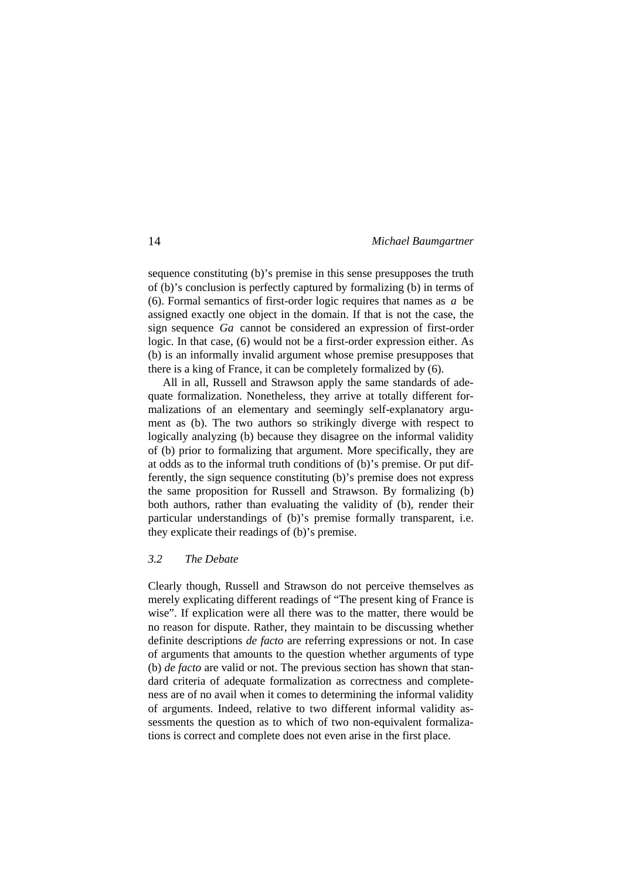sequence constituting (b)'s premise in this sense presupposes the truth of (b)'s conclusion is perfectly captured by formalizing (b) in terms of (6). Formal semantics of first-order logic requires that names as $a$ be assigned exactly one object in the domain. If that is not the case, the sign sequence $Ga$ cannot be considered an expression of first-order logic. In that case, (6) would not be a first-order expression either. As (b) is an informally invalid argument whose premise presupposes that there is a king of France, it can be completely formalized by (6).

All in all, Russell and Strawson apply the same standards of adequate formalization. Nonetheless, they arrive at totally different formalizations of an elementary and seemingly self-explanatory argument as (b). The two authors so strikingly diverge with respect to logically analyzing (b) because they disagree on the informal validity of (b) prior to formalizing that argument. More specifically, they are at odds as to the informal truth conditions of (b)'s premise. Or put differently, the sign sequence constituting (b)'s premise does not express the same proposition for Russell and Strawson. By formalizing (b) both authors, rather than evaluating the validity of (b), render their particular understandings of (b)'s premise formally transparent, i.e. they explicate their readings of (b)'s premise.

### *3.2 The Debate*

Clearly though, Russell and Strawson do not perceive themselves as merely explicating different readings of "The present king of France is wise". If explication were all there was to the matter, there would be no reason for dispute. Rather, they maintain to be discussing whether definite descriptions *de facto* are referring expressions or not. In case of arguments that amounts to the question whether arguments of type (b) *de facto* are valid or not. The previous section has shown that standard criteria of adequate formalization as correctness and completeness are of no avail when it comes to determining the informal validity of arguments. Indeed, relative to two different informal validity assessments the question as to which of two non-equivalent formalizations is correct and complete does not even arise in the first place.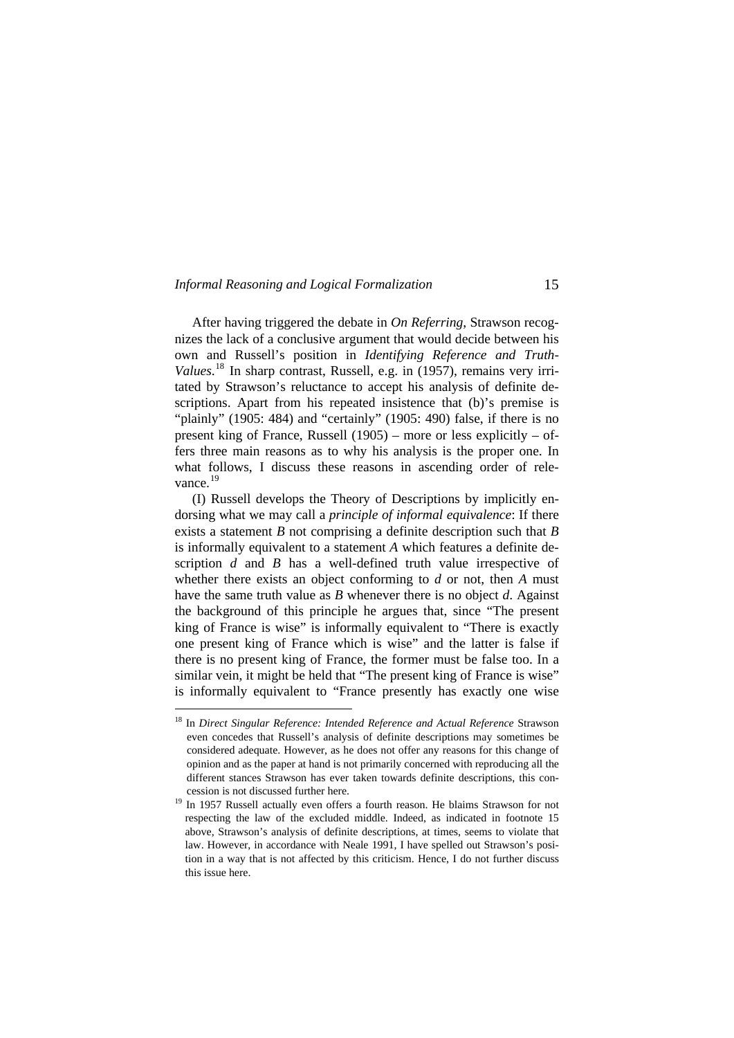After having triggered the debate in *On Referring*, Strawson recognizes the lack of a conclusive argument that would decide between his own and Russell's position in *Identifying Reference and Truth-Values*.[18] In sharp contrast, Russell, e.g. in (1957), remains very irritated by Strawson's reluctance to accept his analysis of definite descriptions. Apart from his repeated insistence that (b)'s premise is "plainly" (1905: 484) and "certainly" (1905: 490) false, if there is no present king of France, Russell (1905) – more or less explicitly – offers three main reasons as to why his analysis is the proper one. In what follows, I discuss these reasons in ascending order of relevance.[19]

(I) Russell develops the Theory of Descriptions by implicitly endorsing what we may call a *principle of informal equivalence*: If there exists a statement *B* not comprising a definite description such that *B* is informally equivalent to a statement *A* which features a definite description *d* and *B* has a well-defined truth value irrespective of whether there exists an object conforming to *d* or not, then *A* must have the same truth value as *B* whenever there is no object *d*. Against the background of this principle he argues that, since "The present king of France is wise" is informally equivalent to "There is exactly one present king of France which is wise" and the latter is false if there is no present king of France, the former must be false too. In a similar vein, it might be held that "The present king of France is wise" is informally equivalent to "France presently has exactly one wise

---

[18] In *Direct Singular Reference: Intended Reference and Actual Reference* Strawson even concedes that Russell's analysis of definite descriptions may sometimes be considered adequate. However, as he does not offer any reasons for this change of opinion and as the paper at hand is not primarily concerned with reproducing all the different stances Strawson has ever taken towards definite descriptions, this concession is not discussed further here.

[19] In 1957 Russell actually even offers a fourth reason. He blaims Strawson for not respecting the law of the excluded middle. Indeed, as indicated in footnote 15 above, Strawson's analysis of definite descriptions, at times, seems to violate that law. However, in accordance with Neale 1991, I have spelled out Strawson's position in a way that is not affected by this criticism. Hence, I do not further discuss this issue here.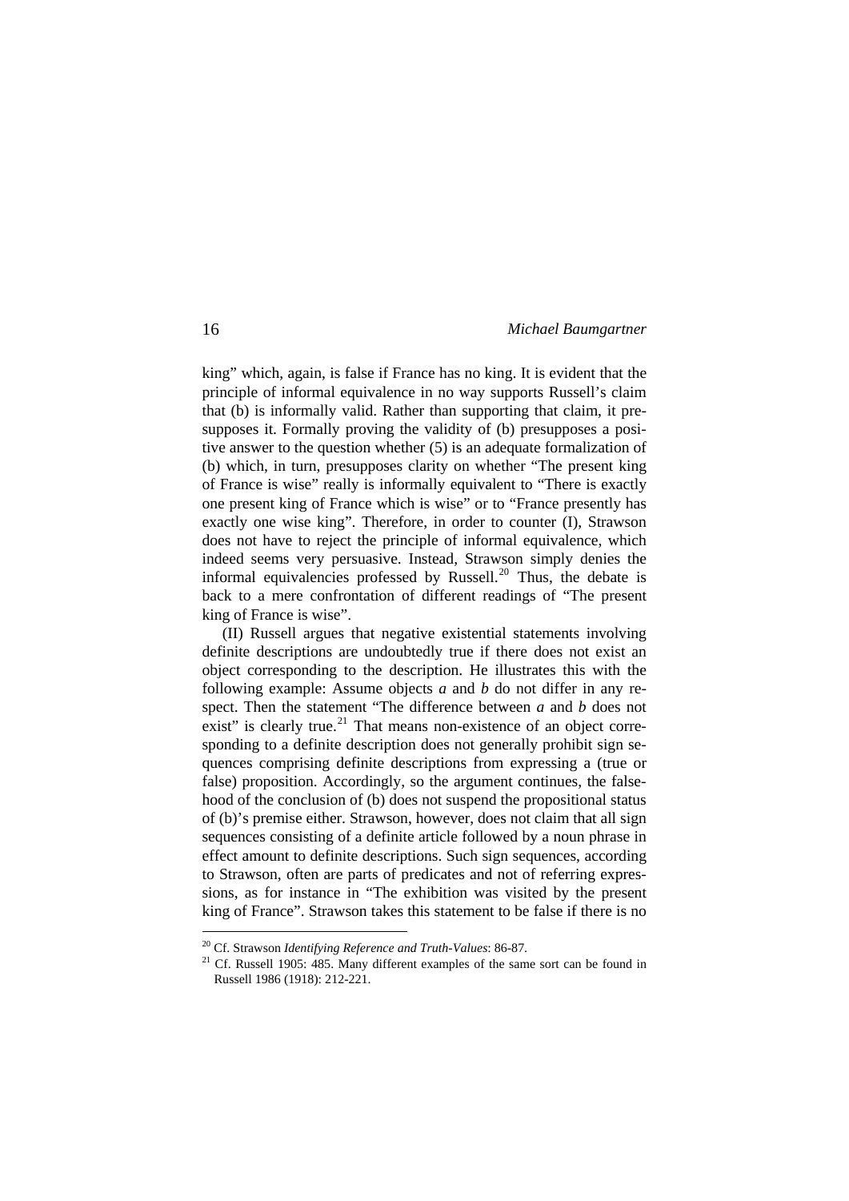king" which, again, is false if France has no king. It is evident that the principle of informal equivalence in no way supports Russell's claim that (b) is informally valid. Rather than supporting that claim, it presupposes it. Formally proving the validity of (b) presupposes a positive answer to the question whether (5) is an adequate formalization of (b) which, in turn, presupposes clarity on whether "The present king of France is wise" really is informally equivalent to "There is exactly one present king of France which is wise" or to "France presently has exactly one wise king". Therefore, in order to counter (I), Strawson does not have to reject the principle of informal equivalence, which indeed seems very persuasive. Instead, Strawson simply denies the informal equivalencies professed by Russell.[20] Thus, the debate is back to a mere confrontation of different readings of "The present king of France is wise".

(II) Russell argues that negative existential statements involving definite descriptions are undoubtedly true if there does not exist an object corresponding to the description. He illustrates this with the following example: Assume objects *a* and *b* do not differ in any respect. Then the statement "The difference between *a* and *b* does not exist" is clearly true.[21] That means non-existence of an object corresponding to a definite description does not generally prohibit sign sequences comprising definite descriptions from expressing a (true or false) proposition. Accordingly, so the argument continues, the falsehood of the conclusion of (b) does not suspend the propositional status of (b)'s premise either. Strawson, however, does not claim that all sign sequences consisting of a definite article followed by a noun phrase in effect amount to definite descriptions. Such sign sequences, according to Strawson, often are parts of predicates and not of referring expressions, as for instance in "The exhibition was visited by the present king of France". Strawson takes this statement to be false if there is no

---

[20] Cf. Strawson *Identifying Reference and Truth-Values*: 86-87.

[21] Cf. Russell 1905: 485. Many different examples of the same sort can be found in Russell 1986 (1918): 212-221.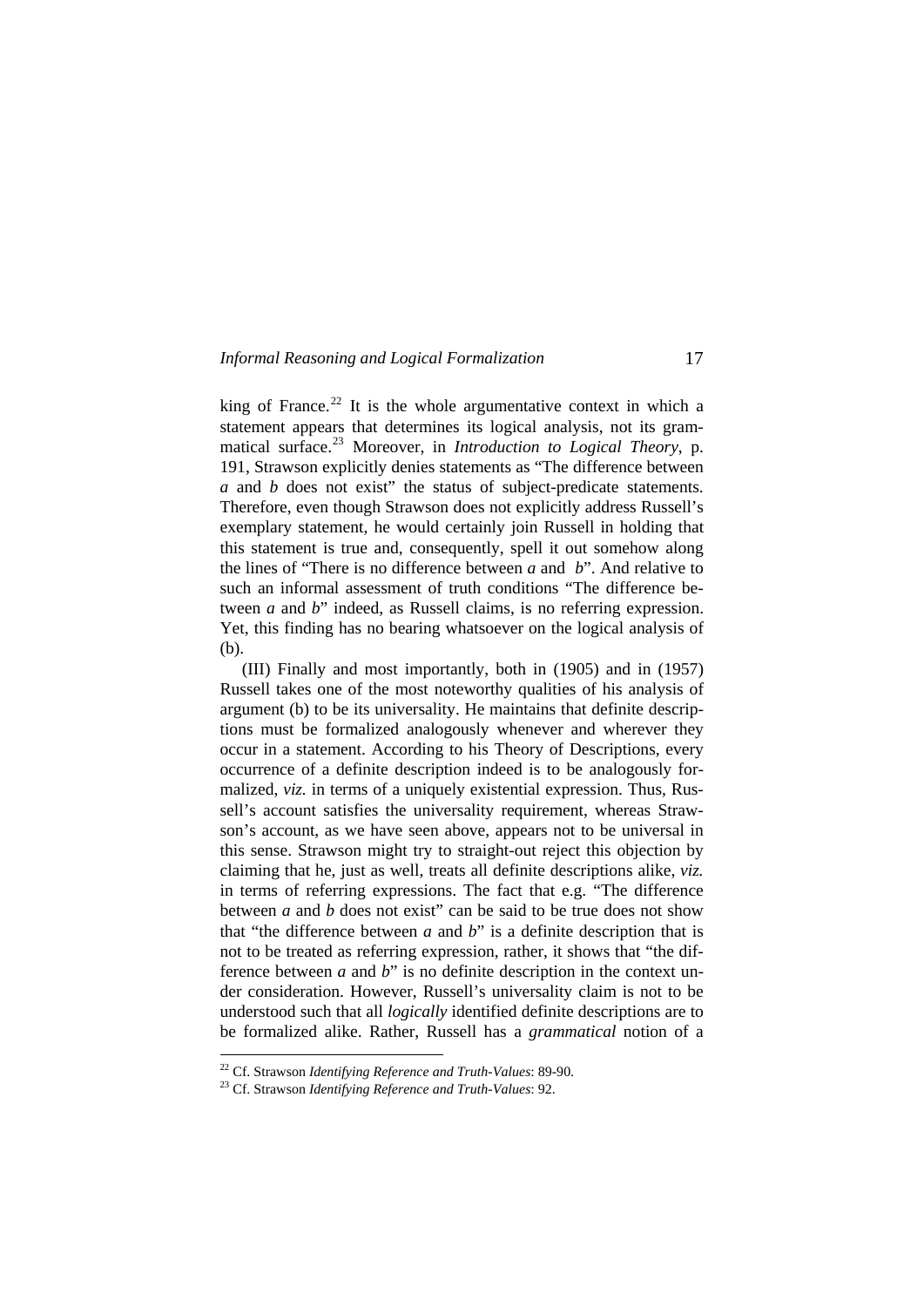king of France.[22] It is the whole argumentative context in which a statement appears that determines its logical analysis, not its grammatical surface.[23] Moreover, in *Introduction to Logical Theory*, p. 191, Strawson explicitly denies statements as "The difference between *a* and *b* does not exist" the status of subject-predicate statements. Therefore, even though Strawson does not explicitly address Russell's exemplary statement, he would certainly join Russell in holding that this statement is true and, consequently, spell it out somehow along the lines of "There is no difference between *a* and *b*". And relative to such an informal assessment of truth conditions "The difference between *a* and *b*" indeed, as Russell claims, is no referring expression. Yet, this finding has no bearing whatsoever on the logical analysis of (b).

(III) Finally and most importantly, both in (1905) and in (1957) Russell takes one of the most noteworthy qualities of his analysis of argument (b) to be its universality. He maintains that definite descriptions must be formalized analogously whenever and wherever they occur in a statement. According to his Theory of Descriptions, every occurrence of a definite description indeed is to be analogously formalized, *viz.* in terms of a uniquely existential expression. Thus, Russell's account satisfies the universality requirement, whereas Strawson's account, as we have seen above, appears not to be universal in this sense. Strawson might try to straight-out reject this objection by claiming that he, just as well, treats all definite descriptions alike, *viz.* in terms of referring expressions. The fact that e.g. "The difference between *a* and *b* does not exist" can be said to be true does not show that "the difference between *a* and *b*" is a definite description that is not to be treated as referring expression, rather, it shows that "the difference between *a* and *b*" is no definite description in the context under consideration. However, Russell's universality claim is not to be understood such that all *logically* identified definite descriptions are to be formalized alike. Rather, Russell has a *grammatical* notion of a

[22] Cf. Strawson *Identifying Reference and Truth-Values*: 89-90.

[23] Cf. Strawson *Identifying Reference and Truth-Values*: 92.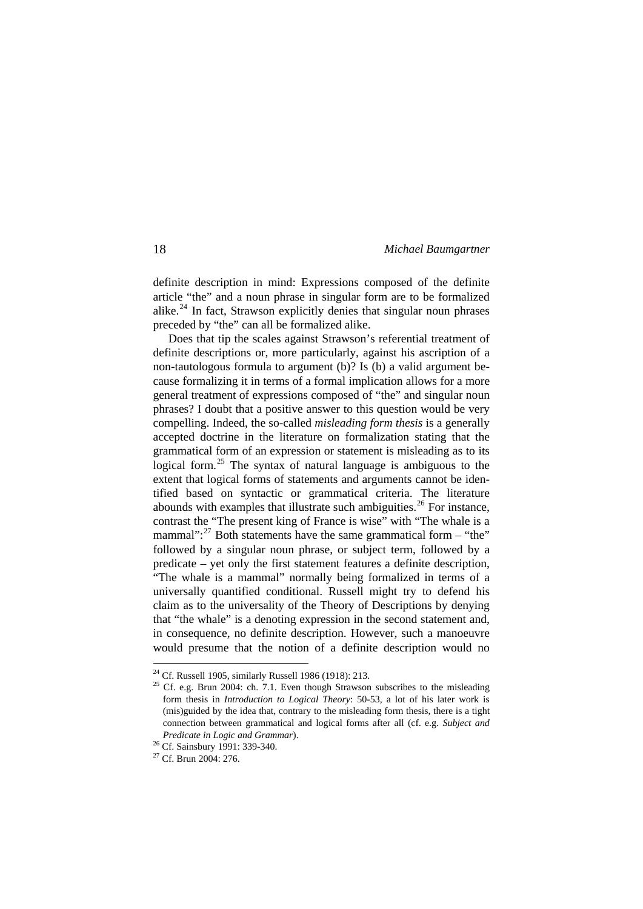definite description in mind: Expressions composed of the definite article "the" and a noun phrase in singular form are to be formalized alike.[24] In fact, Strawson explicitly denies that singular noun phrases preceded by "the" can all be formalized alike.

Does that tip the scales against Strawson's referential treatment of definite descriptions or, more particularly, against his ascription of a non-tautologous formula to argument (b)? Is (b) a valid argument because formalizing it in terms of a formal implication allows for a more general treatment of expressions composed of "the" and singular noun phrases? I doubt that a positive answer to this question would be very compelling. Indeed, the so-called *misleading form thesis* is a generally accepted doctrine in the literature on formalization stating that the grammatical form of an expression or statement is misleading as to its logical form.[25] The syntax of natural language is ambiguous to the extent that logical forms of statements and arguments cannot be identified based on syntactic or grammatical criteria. The literature abounds with examples that illustrate such ambiguities.[26] For instance, contrast the "The present king of France is wise" with "The whale is a mammal":[27] Both statements have the same grammatical form – "the" followed by a singular noun phrase, or subject term, followed by a predicate – yet only the first statement features a definite description, "The whale is a mammal" normally being formalized in terms of a universally quantified conditional. Russell might try to defend his claim as to the universality of the Theory of Descriptions by denying that "the whale" is a denoting expression in the second statement and, in consequence, no definite description. However, such a manoeuvre would presume that the notion of a definite description would no

---

[24] Cf. Russell 1905, similarly Russell 1986 (1918): 213.

[25] Cf. e.g. Brun 2004: ch. 7.1. Even though Strawson subscribes to the misleading form thesis in *Introduction to Logical Theory*: 50-53, a lot of his later work is (mis)guided by the idea that, contrary to the misleading form thesis, there is a tight connection between grammatical and logical forms after all (cf. e.g. *Subject and Predicate in Logic and Grammar*).

[26] Cf. Sainsbury 1991: 339-340.

[27] Cf. Brun 2004: 276.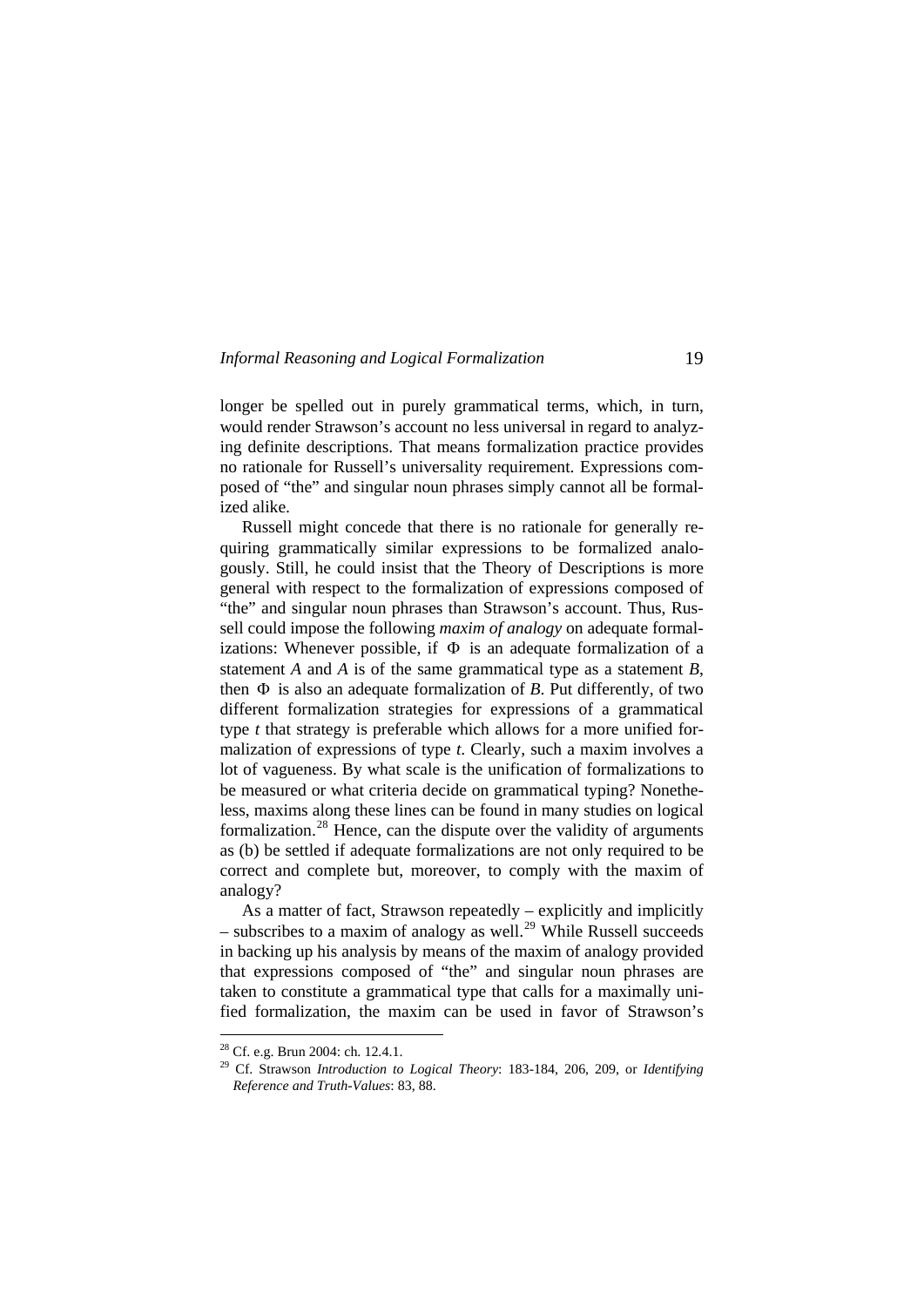longer be spelled out in purely grammatical terms, which, in turn, would render Strawson's account no less universal in regard to analyzing definite descriptions. That means formalization practice provides no rationale for Russell's universality requirement. Expressions composed of "the" and singular noun phrases simply cannot all be formalized alike.

Russell might concede that there is no rationale for generally requiring grammatically similar expressions to be formalized analogously. Still, he could insist that the Theory of Descriptions is more general with respect to the formalization of expressions composed of "the" and singular noun phrases than Strawson's account. Thus, Russell could impose the following *maxim of analogy* on adequate formalizations: Whenever possible, if $\Phi$ is an adequate formalization of a statement $A$ and $A$ is of the same grammatical type as a statement $B$, then $\Phi$ is also an adequate formalization of $B$. Put differently, of two different formalization strategies for expressions of a grammatical type $t$ that strategy is preferable which allows for a more unified formalization of expressions of type $t$. Clearly, such a maxim involves a lot of vagueness. By what scale is the unification of formalizations to be measured or what criteria decide on grammatical typing? Nonetheless, maxims along these lines can be found in many studies on logical formalization.[28] Hence, can the dispute over the validity of arguments as (b) be settled if adequate formalizations are not only required to be correct and complete but, moreover, to comply with the maxim of analogy?

As a matter of fact, Strawson repeatedly – explicitly and implicitly – subscribes to a maxim of analogy as well.[29] While Russell succeeds in backing up his analysis by means of the maxim of analogy provided that expressions composed of "the" and singular noun phrases are taken to constitute a grammatical type that calls for a maximally unified formalization, the maxim can be used in favor of Strawson's

[28] Cf. e.g. Brun 2004: ch. 12.4.1.

[29] Cf. Strawson *Introduction to Logical Theory*: 183-184, 206, 209, or *Identifying Reference and Truth-Values*: 83, 88.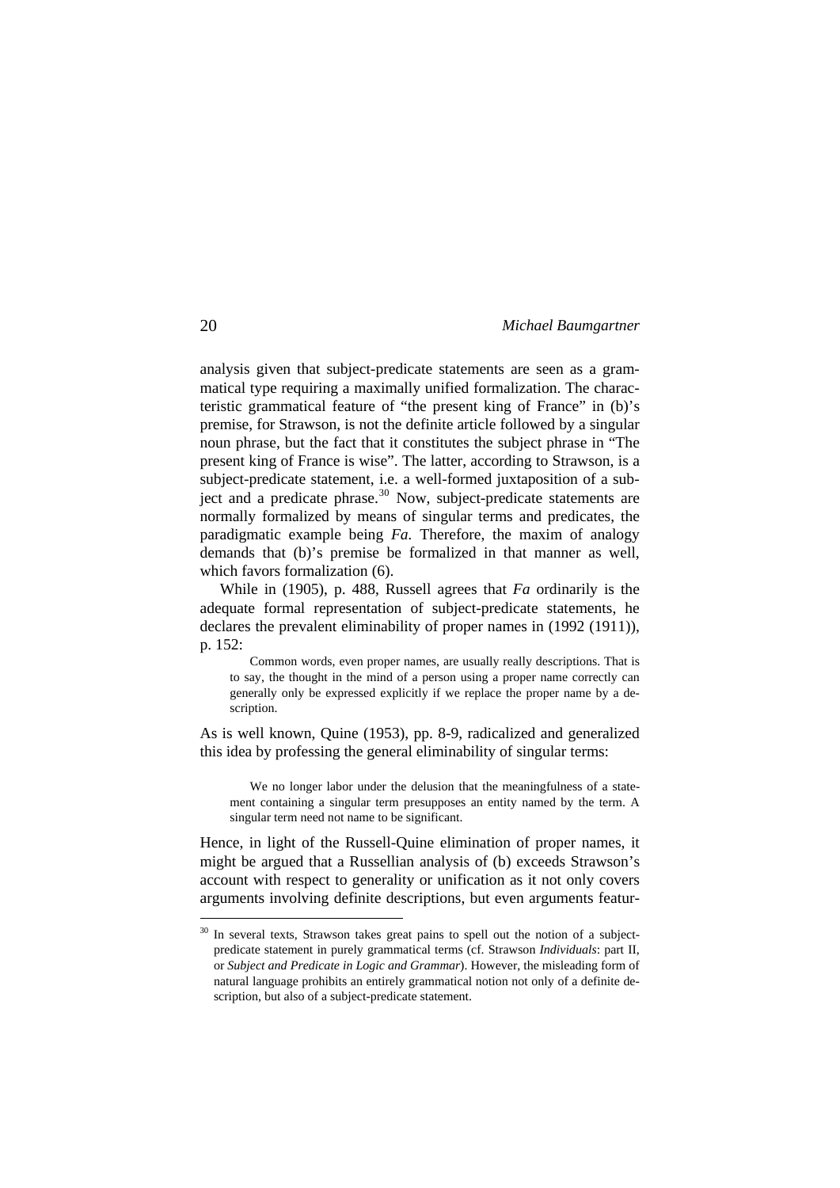analysis given that subject-predicate statements are seen as a grammatical type requiring a maximally unified formalization. The characteristic grammatical feature of "the present king of France" in (b)'s premise, for Strawson, is not the definite article followed by a singular noun phrase, but the fact that it constitutes the subject phrase in "The present king of France is wise". The latter, according to Strawson, is a subject-predicate statement, i.e. a well-formed juxtaposition of a subject and a predicate phrase.[30] Now, subject-predicate statements are normally formalized by means of singular terms and predicates, the paradigmatic example being *Fa*. Therefore, the maxim of analogy demands that (b)'s premise be formalized in that manner as well, which favors formalization (6).

While in (1905), p. 488, Russell agrees that *Fa* ordinarily is the adequate formal representation of subject-predicate statements, he declares the prevalent eliminability of proper names in (1992 (1911)), p. 152:

> Common words, even proper names, are usually really descriptions. That is to say, the thought in the mind of a person using a proper name correctly can generally only be expressed explicitly if we replace the proper name by a description.

As is well known, Quine (1953), pp. 8-9, radicalized and generalized this idea by professing the general eliminability of singular terms:

> We no longer labor under the delusion that the meaningfulness of a statement containing a singular term presupposes an entity named by the term. A singular term need not name to be significant.

Hence, in light of the Russell-Quine elimination of proper names, it might be argued that a Russellian analysis of (b) exceeds Strawson's account with respect to generality or unification as it not only covers arguments involving definite descriptions, but even arguments featur-

---

[30] In several texts, Strawson takes great pains to spell out the notion of a subject-predicate statement in purely grammatical terms (cf. Strawson *Individuals*: part II, or *Subject and Predicate in Logic and Grammar*). However, the misleading form of natural language prohibits an entirely grammatical notion not only of a definite description, but also of a subject-predicate statement.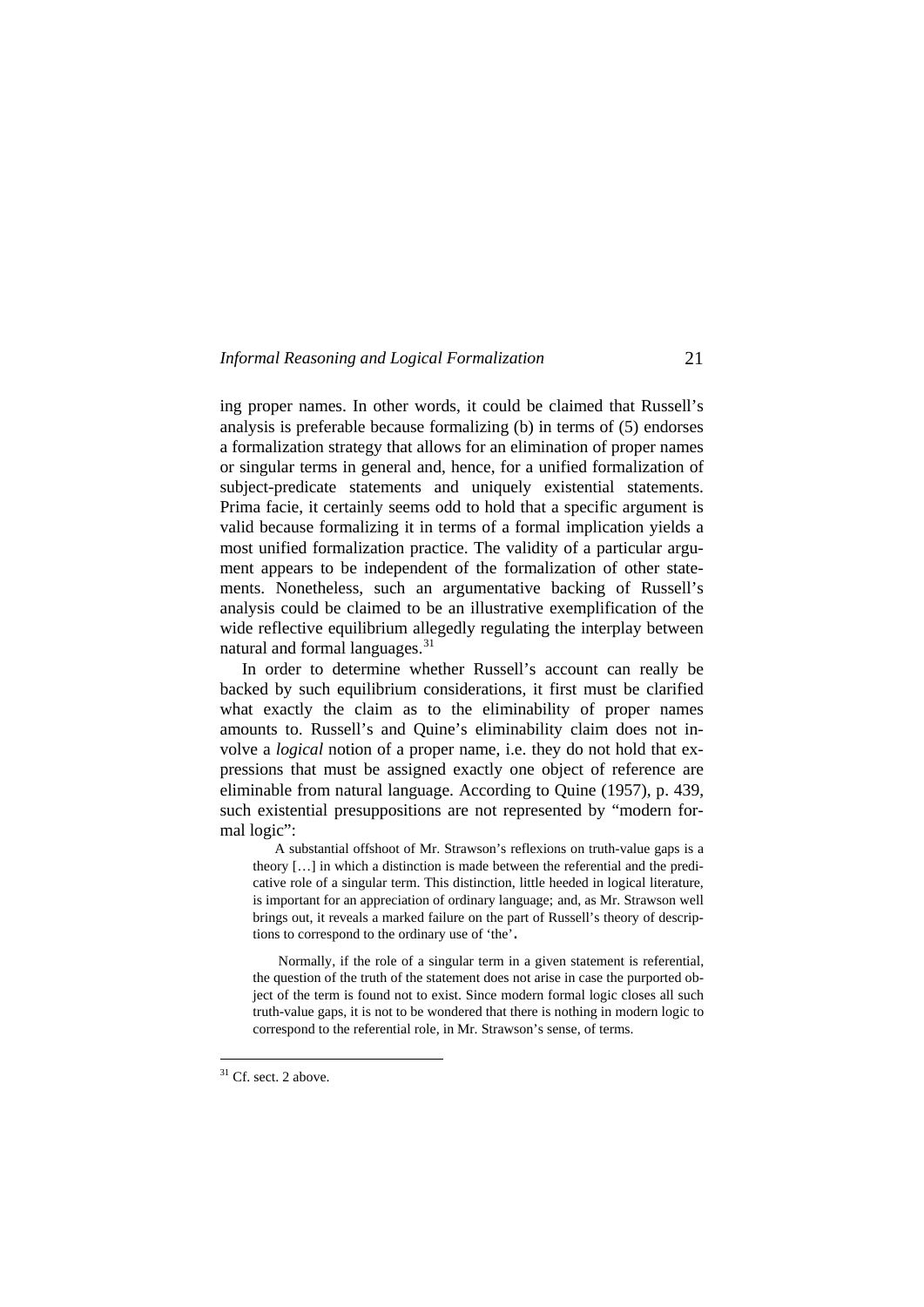ing proper names. In other words, it could be claimed that Russell's analysis is preferable because formalizing (b) in terms of (5) endorses a formalization strategy that allows for an elimination of proper names or singular terms in general and, hence, for a unified formalization of subject-predicate statements and uniquely existential statements. Prima facie, it certainly seems odd to hold that a specific argument is valid because formalizing it in terms of a formal implication yields a most unified formalization practice. The validity of a particular argument appears to be independent of the formalization of other statements. Nonetheless, such an argumentative backing of Russell's analysis could be claimed to be an illustrative exemplification of the wide reflective equilibrium allegedly regulating the interplay between natural and formal languages.[31]

In order to determine whether Russell's account can really be backed by such equilibrium considerations, it first must be clarified what exactly the claim as to the eliminability of proper names amounts to. Russell's and Quine's eliminability claim does not involve a *logical* notion of a proper name, i.e. they do not hold that expressions that must be assigned exactly one object of reference are eliminable from natural language. According to Quine (1957), p. 439, such existential presuppositions are not represented by "modern formal logic":

> A substantial offshoot of Mr. Strawson's reflexions on truth-value gaps is a theory […] in which a distinction is made between the referential and the predicative role of a singular term. This distinction, little heeded in logical literature, is important for an appreciation of ordinary language; and, as Mr. Strawson well brings out, it reveals a marked failure on the part of Russell's theory of descriptions to correspond to the ordinary use of 'the'.
>
> Normally, if the role of a singular term in a given statement is referential, the question of the truth of the statement does not arise in case the purported object of the term is found not to exist. Since modern formal logic closes all such truth-value gaps, it is not to be wondered that there is nothing in modern logic to correspond to the referential role, in Mr. Strawson's sense, of terms.

[31] Cf. sect. 2 above.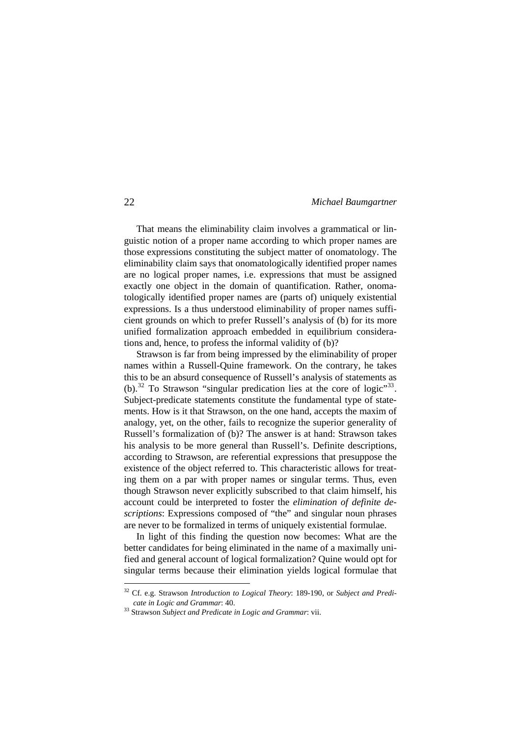That means the eliminability claim involves a grammatical or linguistic notion of a proper name according to which proper names are those expressions constituting the subject matter of onomatology. The eliminability claim says that onomatologically identified proper names are no logical proper names, i.e. expressions that must be assigned exactly one object in the domain of quantification. Rather, onomatologically identified proper names are (parts of) uniquely existential expressions. Is a thus understood eliminability of proper names sufficient grounds on which to prefer Russell's analysis of (b) for its more unified formalization approach embedded in equilibrium considerations and, hence, to profess the informal validity of (b)?

Strawson is far from being impressed by the eliminability of proper names within a Russell-Quine framework. On the contrary, he takes this to be an absurd consequence of Russell's analysis of statements as (b).[32] To Strawson "singular predication lies at the core of logic"[33]. Subject-predicate statements constitute the fundamental type of statements. How is it that Strawson, on the one hand, accepts the maxim of analogy, yet, on the other, fails to recognize the superior generality of Russell's formalization of (b)? The answer is at hand: Strawson takes his analysis to be more general than Russell's. Definite descriptions, according to Strawson, are referential expressions that presuppose the existence of the object referred to. This characteristic allows for treating them on a par with proper names or singular terms. Thus, even though Strawson never explicitly subscribed to that claim himself, his account could be interpreted to foster the *elimination of definite descriptions*: Expressions composed of "the" and singular noun phrases are never to be formalized in terms of uniquely existential formulae.

In light of this finding the question now becomes: What are the better candidates for being eliminated in the name of a maximally unified and general account of logical formalization? Quine would opt for singular terms because their elimination yields logical formulae that

---

[32] Cf. e.g. Strawson *Introduction to Logical Theory*: 189-190, or *Subject and Predicate in Logic and Grammar*: 40.

[33] Strawson *Subject and Predicate in Logic and Grammar*: vii.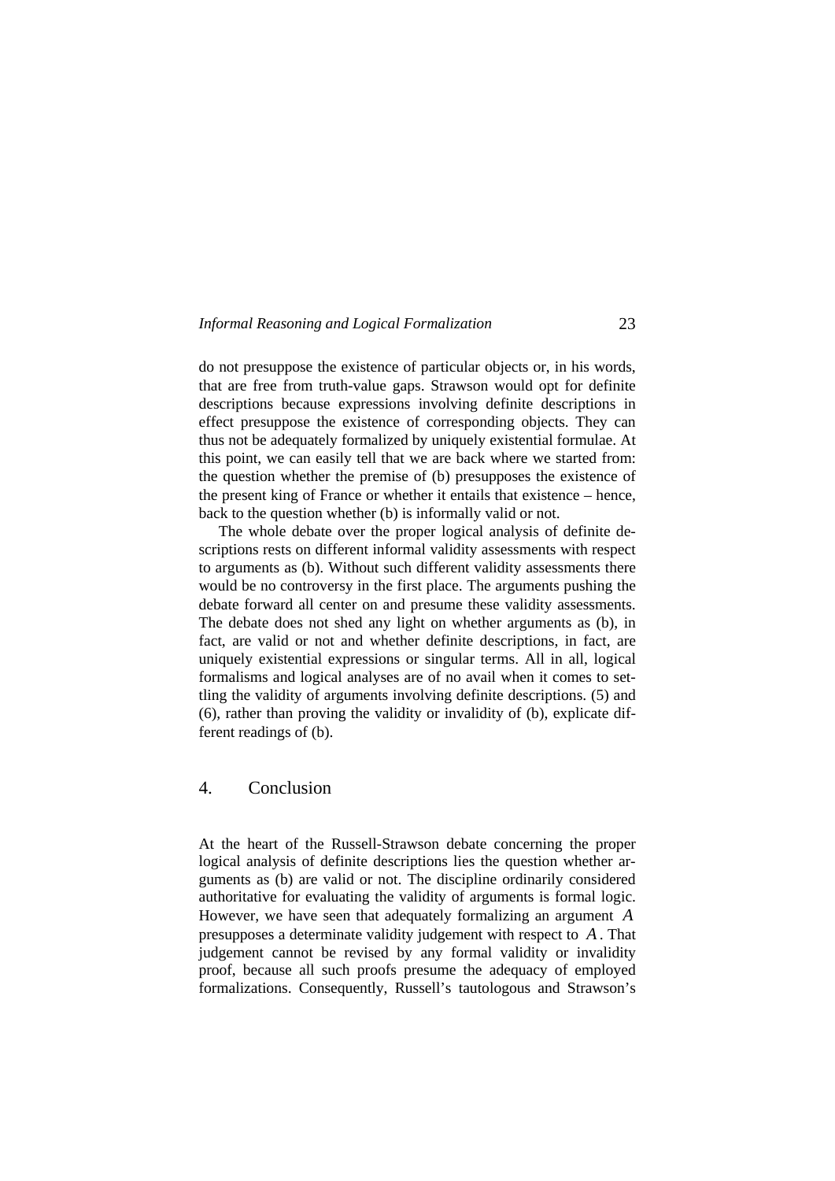do not presuppose the existence of particular objects or, in his words, that are free from truth-value gaps. Strawson would opt for definite descriptions because expressions involving definite descriptions in effect presuppose the existence of corresponding objects. They can thus not be adequately formalized by uniquely existential formulae. At this point, we can easily tell that we are back where we started from: the question whether the premise of (b) presupposes the existence of the present king of France or whether it entails that existence – hence, back to the question whether (b) is informally valid or not.

The whole debate over the proper logical analysis of definite descriptions rests on different informal validity assessments with respect to arguments as (b). Without such different validity assessments there would be no controversy in the first place. The arguments pushing the debate forward all center on and presume these validity assessments. The debate does not shed any light on whether arguments as (b), in fact, are valid or not and whether definite descriptions, in fact, are uniquely existential expressions or singular terms. All in all, logical formalisms and logical analyses are of no avail when it comes to settling the validity of arguments involving definite descriptions. (5) and (6), rather than proving the validity or invalidity of (b), explicate different readings of (b).

## 4. Conclusion

At the heart of the Russell-Strawson debate concerning the proper logical analysis of definite descriptions lies the question whether arguments as (b) are valid or not. The discipline ordinarily considered authoritative for evaluating the validity of arguments is formal logic. However, we have seen that adequately formalizing an argument $A$ presupposes a determinate validity judgement with respect to $A$. That judgement cannot be revised by any formal validity or invalidity proof, because all such proofs presume the adequacy of employed formalizations. Consequently, Russell's tautologous and Strawson's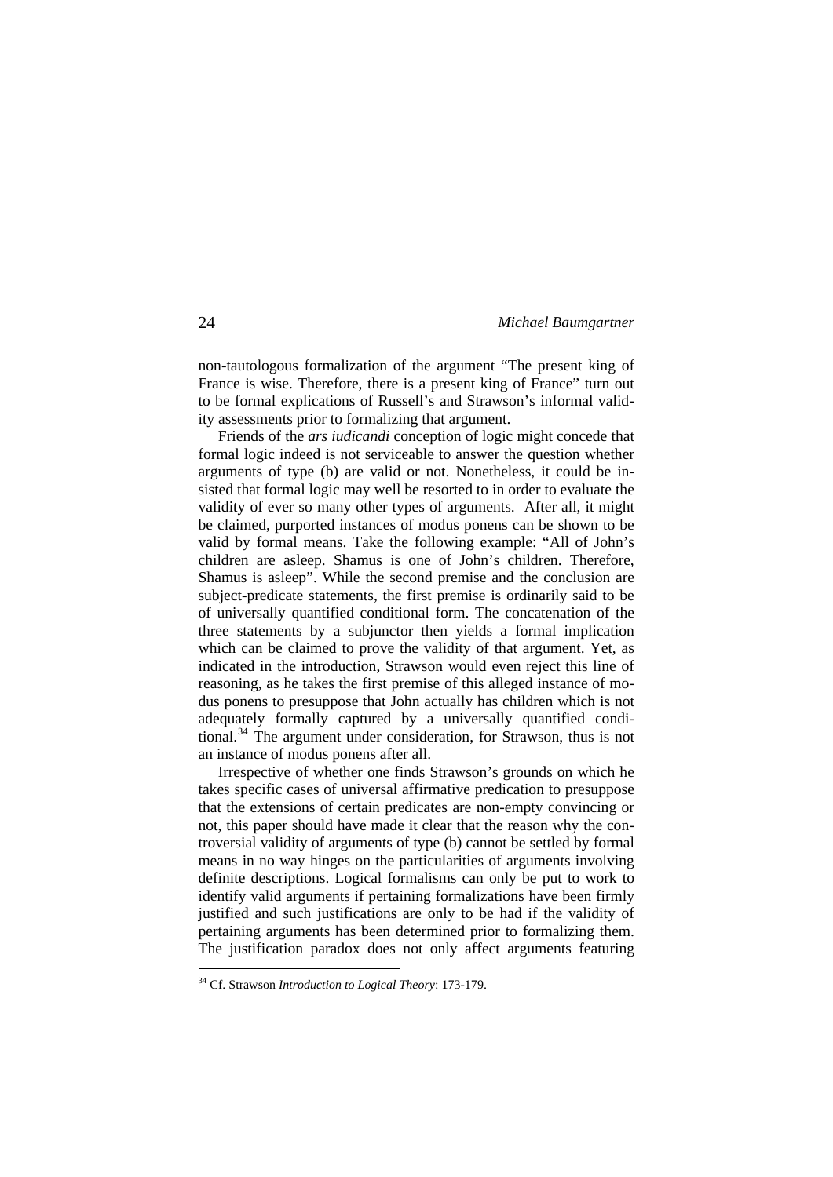non-tautologous formalization of the argument "The present king of France is wise. Therefore, there is a present king of France" turn out to be formal explications of Russell's and Strawson's informal validity assessments prior to formalizing that argument.

Friends of the *ars iudicandi* conception of logic might concede that formal logic indeed is not serviceable to answer the question whether arguments of type (b) are valid or not. Nonetheless, it could be insisted that formal logic may well be resorted to in order to evaluate the validity of ever so many other types of arguments. After all, it might be claimed, purported instances of modus ponens can be shown to be valid by formal means. Take the following example: "All of John's children are asleep. Shamus is one of John's children. Therefore, Shamus is asleep". While the second premise and the conclusion are subject-predicate statements, the first premise is ordinarily said to be of universally quantified conditional form. The concatenation of the three statements by a subjunctor then yields a formal implication which can be claimed to prove the validity of that argument. Yet, as indicated in the introduction, Strawson would even reject this line of reasoning, as he takes the first premise of this alleged instance of modus ponens to presuppose that John actually has children which is not adequately formally captured by a universally quantified conditional.[34] The argument under consideration, for Strawson, thus is not an instance of modus ponens after all.

Irrespective of whether one finds Strawson's grounds on which he takes specific cases of universal affirmative predication to presuppose that the extensions of certain predicates are non-empty convincing or not, this paper should have made it clear that the reason why the controversial validity of arguments of type (b) cannot be settled by formal means in no way hinges on the particularities of arguments involving definite descriptions. Logical formalisms can only be put to work to identify valid arguments if pertaining formalizations have been firmly justified and such justifications are only to be had if the validity of pertaining arguments has been determined prior to formalizing them. The justification paradox does not only affect arguments featuring

[34] Cf. Strawson *Introduction to Logical Theory*: 173-179.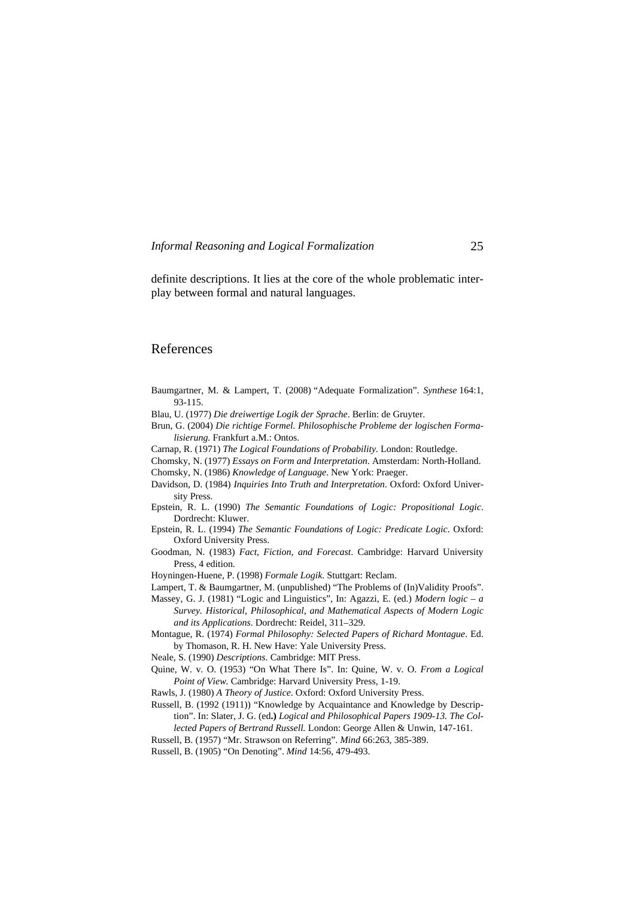definite descriptions. It lies at the core of the whole problematic interplay between formal and natural languages.

## References

Baumgartner, M. & Lampert, T. (2008) "Adequate Formalization". *Synthese* 164:1, 93-115.

Blau, U. (1977) *Die dreiwertige Logik der Sprache*. Berlin: de Gruyter.

Brun, G. (2004) *Die richtige Formel. Philosophische Probleme der logischen Formalisierung.* Frankfurt a.M.: Ontos.

Carnap, R. (1971) *The Logical Foundations of Probability*. London: Routledge.

Chomsky, N. (1977) *Essays on Form and Interpretation*. Amsterdam: North-Holland.

Chomsky, N. (1986) *Knowledge of Language*. New York: Praeger.

Davidson, D. (1984) *Inquiries Into Truth and Interpretation*. Oxford: Oxford University Press.

Epstein, R. L. (1990) *The Semantic Foundations of Logic: Propositional Logic*. Dordrecht: Kluwer.

Epstein, R. L. (1994) *The Semantic Foundations of Logic: Predicate Logic*. Oxford: Oxford University Press.

Goodman, N. (1983) *Fact, Fiction, and Forecast*. Cambridge: Harvard University Press, 4 edition.

Hoyningen-Huene, P. (1998) *Formale Logik*. Stuttgart: Reclam.

Lampert, T. & Baumgartner, M. (unpublished) "The Problems of (In)Validity Proofs".

Massey, G. J. (1981) "Logic and Linguistics", In: Agazzi, E. (ed.) *Modern logic – a Survey. Historical, Philosophical, and Mathematical Aspects of Modern Logic and its Applications*. Dordrecht: Reidel, 311–329.

Montague, R. (1974) *Formal Philosophy: Selected Papers of Richard Montague*. Ed. by Thomason, R. H. New Have: Yale University Press.

Neale, S. (1990) *Descriptions*. Cambridge: MIT Press.

Quine, W. v. O. (1953) "On What There Is". In: Quine, W. v. O. *From a Logical Point of View.* Cambridge: Harvard University Press, 1-19.

Rawls, J. (1980) *A Theory of Justice*. Oxford: Oxford University Press.

Russell, B. (1992 (1911)) "Knowledge by Acquaintance and Knowledge by Description". In: Slater, J. G. (ed.) *Logical and Philosophical Papers 1909-13. The Collected Papers of Bertrand Russell.* London: George Allen & Unwin, 147-161.

Russell, B. (1957) "Mr. Strawson on Referring". *Mind* 66:263, 385-389.

Russell, B. (1905) "On Denoting". *Mind* 14:56, 479-493.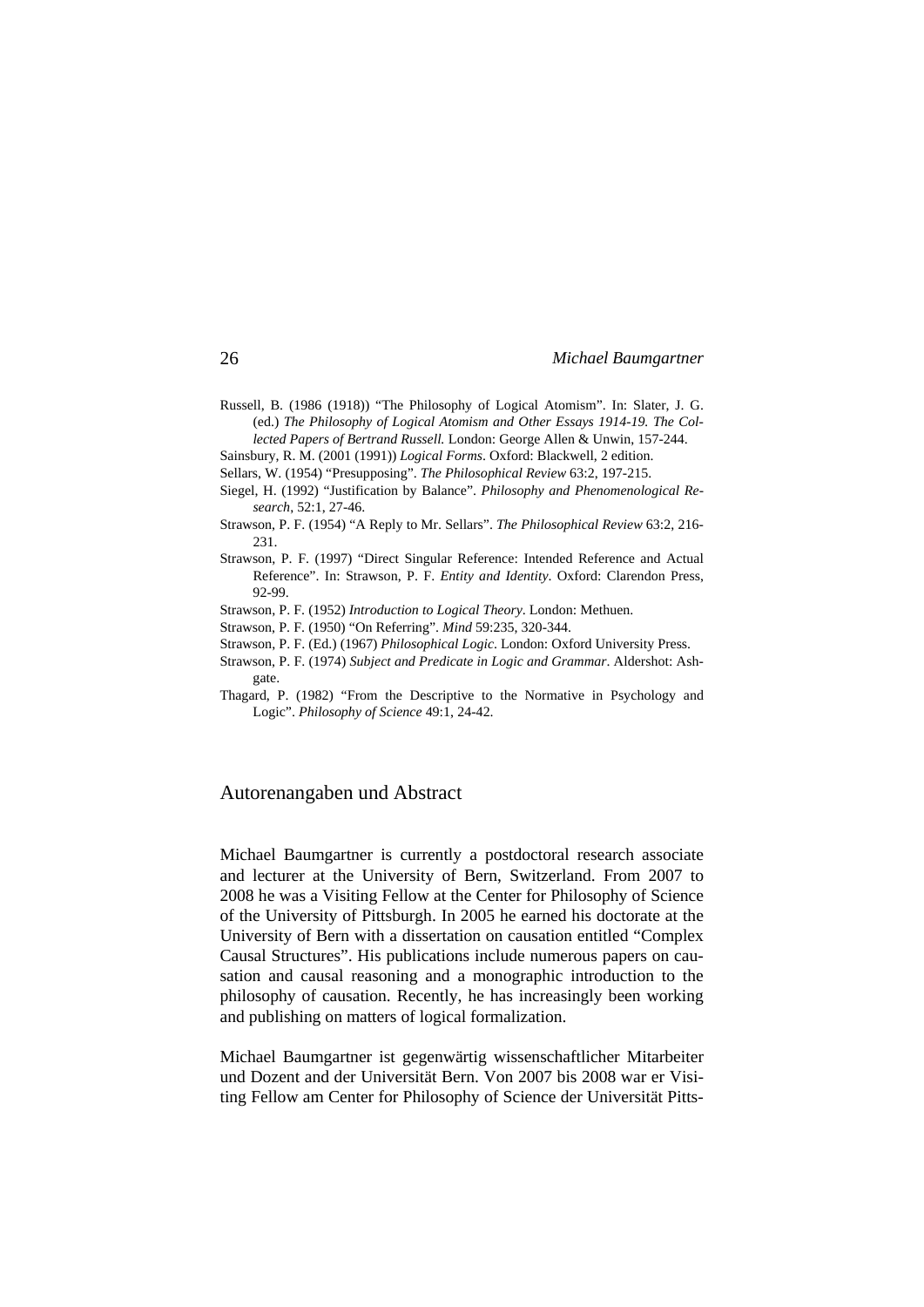Russell, B. (1986 (1918)) "The Philosophy of Logical Atomism". In: Slater, J. G. (ed.) *The Philosophy of Logical Atomism and Other Essays 1914-19. The Collected Papers of Bertrand Russell.* London: George Allen & Unwin, 157-244.

Sainsbury, R. M. (2001 (1991)) *Logical Forms*. Oxford: Blackwell, 2 edition.

Sellars, W. (1954) "Presupposing". *The Philosophical Review* 63:2, 197-215.

Siegel, H. (1992) "Justification by Balance". *Philosophy and Phenomenological Research*, 52:1, 27-46.

Strawson, P. F. (1954) "A Reply to Mr. Sellars". *The Philosophical Review* 63:2, 216-231.

Strawson, P. F. (1997) "Direct Singular Reference: Intended Reference and Actual Reference". In: Strawson, P. F. *Entity and Identity*. Oxford: Clarendon Press, 92-99.

Strawson, P. F. (1952) *Introduction to Logical Theory*. London: Methuen.

Strawson, P. F. (1950) "On Referring". *Mind* 59:235, 320-344.

Strawson, P. F. (Ed.) (1967) *Philosophical Logic*. London: Oxford University Press.

Strawson, P. F. (1974) *Subject and Predicate in Logic and Grammar*. Aldershot: Ashgate.

Thagard, P. (1982) "From the Descriptive to the Normative in Psychology and Logic". *Philosophy of Science* 49:1, 24-42.

## Autorenangaben und Abstract

Michael Baumgartner is currently a postdoctoral research associate and lecturer at the University of Bern, Switzerland. From 2007 to 2008 he was a Visiting Fellow at the Center for Philosophy of Science of the University of Pittsburgh. In 2005 he earned his doctorate at the University of Bern with a dissertation on causation entitled "Complex Causal Structures". His publications include numerous papers on causation and causal reasoning and a monographic introduction to the philosophy of causation. Recently, he has increasingly been working and publishing on matters of logical formalization.

Michael Baumgartner ist gegenwärtig wissenschaftlicher Mitarbeiter und Dozent and der Universität Bern. Von 2007 bis 2008 war er Visiting Fellow am Center for Philosophy of Science der Universität Pitts-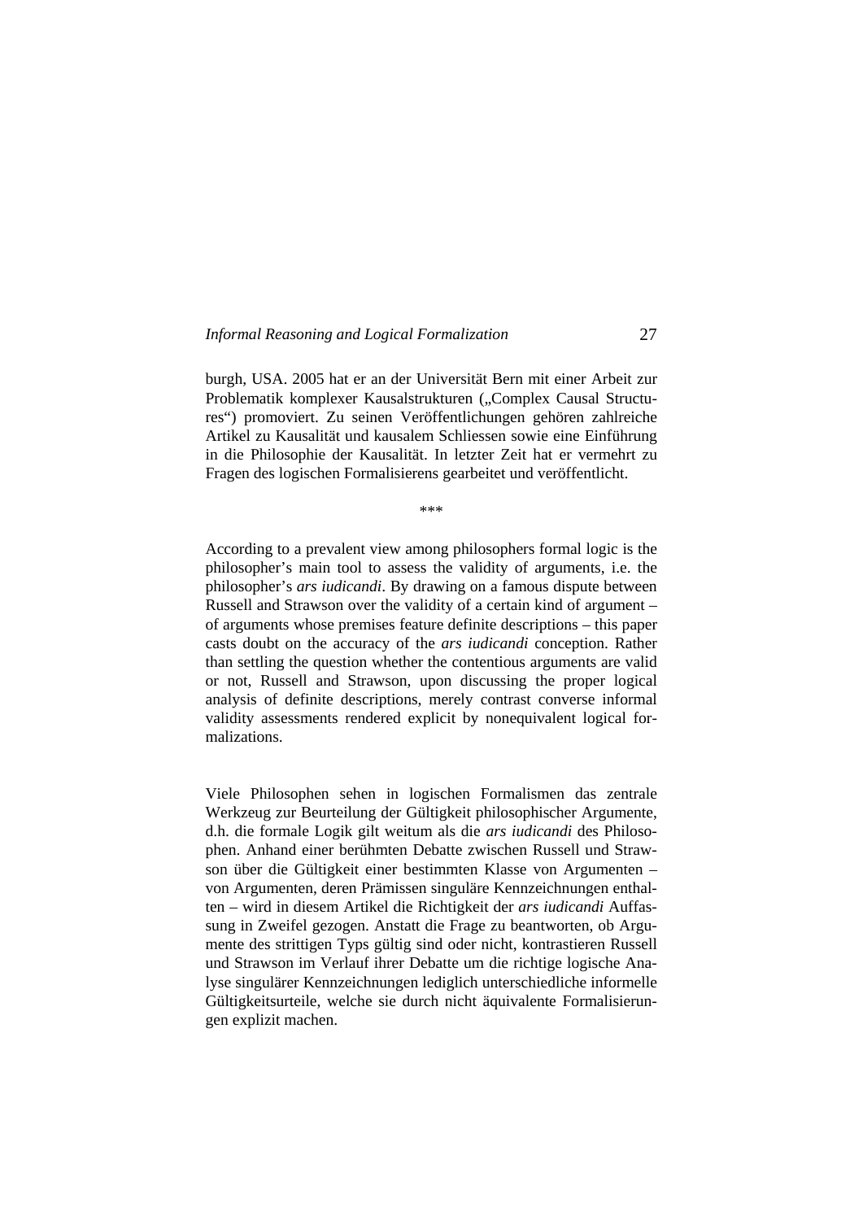burgh, USA. 2005 hat er an der Universität Bern mit einer Arbeit zur Problematik komplexer Kausalstrukturen („Complex Causal Structures") promoviert. Zu seinen Veröffentlichungen gehören zahlreiche Artikel zu Kausalität und kausalem Schliessen sowie eine Einführung in die Philosophie der Kausalität. In letzter Zeit hat er vermehrt zu Fragen des logischen Formalisierens gearbeitet und veröffentlicht.

***

According to a prevalent view among philosophers formal logic is the philosopher's main tool to assess the validity of arguments, i.e. the philosopher's *ars iudicandi*. By drawing on a famous dispute between Russell and Strawson over the validity of a certain kind of argument – of arguments whose premises feature definite descriptions – this paper casts doubt on the accuracy of the *ars iudicandi* conception. Rather than settling the question whether the contentious arguments are valid or not, Russell and Strawson, upon discussing the proper logical analysis of definite descriptions, merely contrast converse informal validity assessments rendered explicit by nonequivalent logical formalizations.

Viele Philosophen sehen in logischen Formalismen das zentrale Werkzeug zur Beurteilung der Gültigkeit philosophischer Argumente, d.h. die formale Logik gilt weitum als die *ars iudicandi* des Philosophen. Anhand einer berühmten Debatte zwischen Russell und Strawson über die Gültigkeit einer bestimmten Klasse von Argumenten – von Argumenten, deren Prämissen singuläre Kennzeichnungen enthalten – wird in diesem Artikel die Richtigkeit der *ars iudicandi* Auffassung in Zweifel gezogen. Anstatt die Frage zu beantworten, ob Argumente des strittigen Typs gültig sind oder nicht, kontrastieren Russell und Strawson im Verlauf ihrer Debatte um die richtige logische Analyse singulärer Kennzeichnungen lediglich unterschiedliche informelle Gültigkeitsurteile, welche sie durch nicht äquivalente Formalisierungen explizit machen.